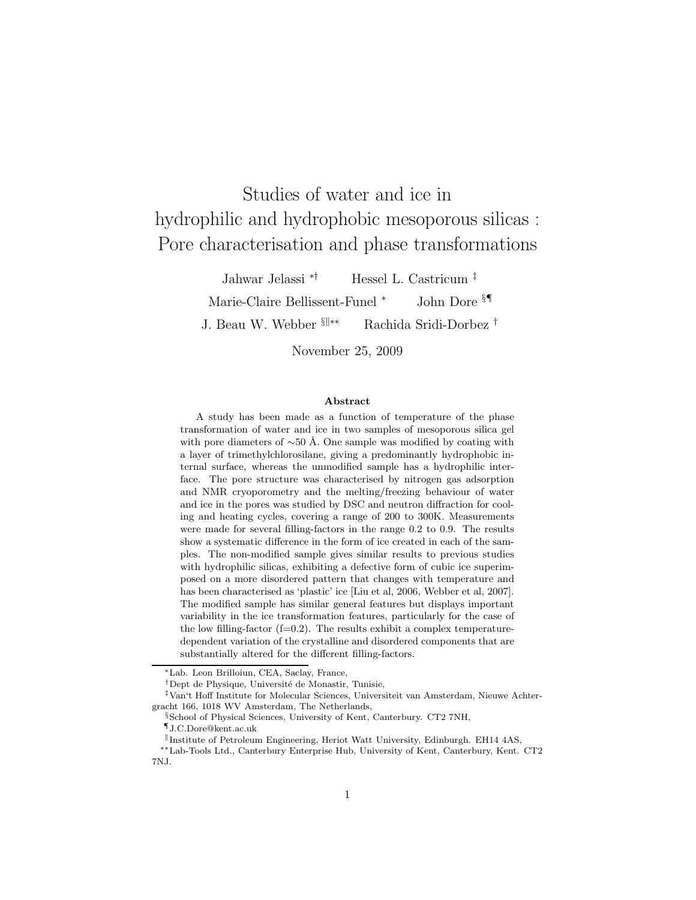# Studies of water and ice in hydrophilic and hydrophobic mesoporous silicas : Pore characterisation and phase transformations

Jahwar Jelassi [*†] Hessel L. Castricum [‡]

Marie-Claire Bellissent-Funel [*] John Dore [§¶]

J. Beau W. Webber [§‖**] Rachida Sridi-Dorbez [†]

November 25, 2009

### Abstract

A study has been made as a function of temperature of the phase transformation of water and ice in two samples of mesoporous silica gel with pore diameters of ∼50 Å. One sample was modified by coating with a layer of trimethylchlorosilane, giving a predominantly hydrophobic internal surface, whereas the unmodified sample has a hydrophilic interface. The pore structure was characterised by nitrogen gas adsorption and NMR cryoporometry and the melting/freezing behaviour of water and ice in the pores was studied by DSC and neutron diffraction for cooling and heating cycles, covering a range of 200 to 300K. Measurements were made for several filling-factors in the range 0.2 to 0.9. The results show a systematic difference in the form of ice created in each of the samples. The non-modified sample gives similar results to previous studies with hydrophilic silicas, exhibiting a defective form of cubic ice superimposed on a more disordered pattern that changes with temperature and has been characterised as 'plastic' ice [Liu et al, 2006, Webber et al, 2007]. The modified sample has similar general features but displays important variability in the ice transformation features, particularly for the case of the low filling-factor (f=0.2). The results exhibit a complex temperature-dependent variation of the crystalline and disordered components that are substantially altered for the different filling-factors.

---

[*] Lab. Leon Brilloiun, CEA, Saclay, France,

[†] Dept de Physique, Université de Monastir, Tunisie,

[‡] Van't Hoff Institute for Molecular Sciences, Universiteit van Amsterdam, Nieuwe Achtergracht 166, 1018 WV Amsterdam, The Netherlands,

[§] School of Physical Sciences, University of Kent, Canterbury. CT2 7NH,

[¶] J.C.Dore@kent.ac.uk

[‖] Institute of Petroleum Engineering, Heriot Watt University, Edinburgh. EH14 4AS,

[**] Lab-Tools Ltd., Canterbury Enterprise Hub, University of Kent, Canterbury, Kent. CT2 7NJ.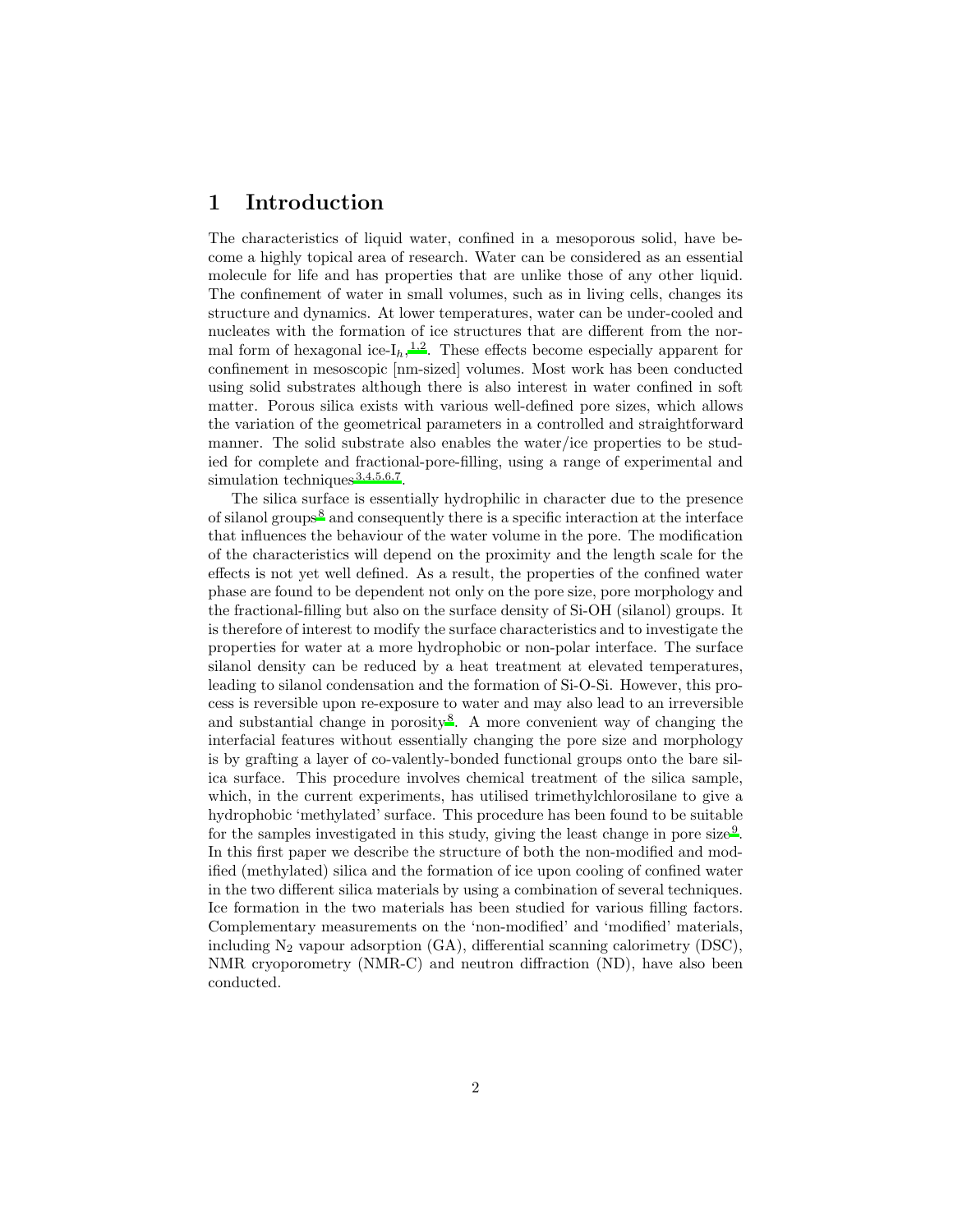# 1 Introduction

The characteristics of liquid water, confined in a mesoporous solid, have become a highly topical area of research. Water can be considered as an essential molecule for life and has properties that are unlike those of any other liquid. The confinement of water in small volumes, such as in living cells, changes its structure and dynamics. At lower temperatures, water can be under-cooled and nucleates with the formation of ice structures that are different from the normal form of hexagonal ice-$I_h$,[1,2]. These effects become especially apparent for confinement in mesoscopic [nm-sized] volumes. Most work has been conducted using solid substrates although there is also interest in water confined in soft matter. Porous silica exists with various well-defined pore sizes, which allows the variation of the geometrical parameters in a controlled and straightforward manner. The solid substrate also enables the water/ice properties to be studied for complete and fractional-pore-filling, using a range of experimental and simulation techniques[3,4,5,6,7].

The silica surface is essentially hydrophilic in character due to the presence of silanol groups[8] and consequently there is a specific interaction at the interface that influences the behaviour of the water volume in the pore. The modification of the characteristics will depend on the proximity and the length scale for the effects is not yet well defined. As a result, the properties of the confined water phase are found to be dependent not only on the pore size, pore morphology and the fractional-filling but also on the surface density of Si-OH (silanol) groups. It is therefore of interest to modify the surface characteristics and to investigate the properties for water at a more hydrophobic or non-polar interface. The surface silanol density can be reduced by a heat treatment at elevated temperatures, leading to silanol condensation and the formation of Si-O-Si. However, this process is reversible upon re-exposure to water and may also lead to an irreversible and substantial change in porosity[8]. A more convenient way of changing the interfacial features without essentially changing the pore size and morphology is by grafting a layer of co-valently-bonded functional groups onto the bare silica surface. This procedure involves chemical treatment of the silica sample, which, in the current experiments, has utilised trimethylchlorosilane to give a hydrophobic 'methylated' surface. This procedure has been found to be suitable for the samples investigated in this study, giving the least change in pore size[9]. In this first paper we describe the structure of both the non-modified and modified (methylated) silica and the formation of ice upon cooling of confined water in the two different silica materials by using a combination of several techniques. Ice formation in the two materials has been studied for various filling factors. Complementary measurements on the 'non-modified' and 'modified' materials, including $N_2$ vapour adsorption (GA), differential scanning calorimetry (DSC), NMR cryoporometry (NMR-C) and neutron diffraction (ND), have also been conducted.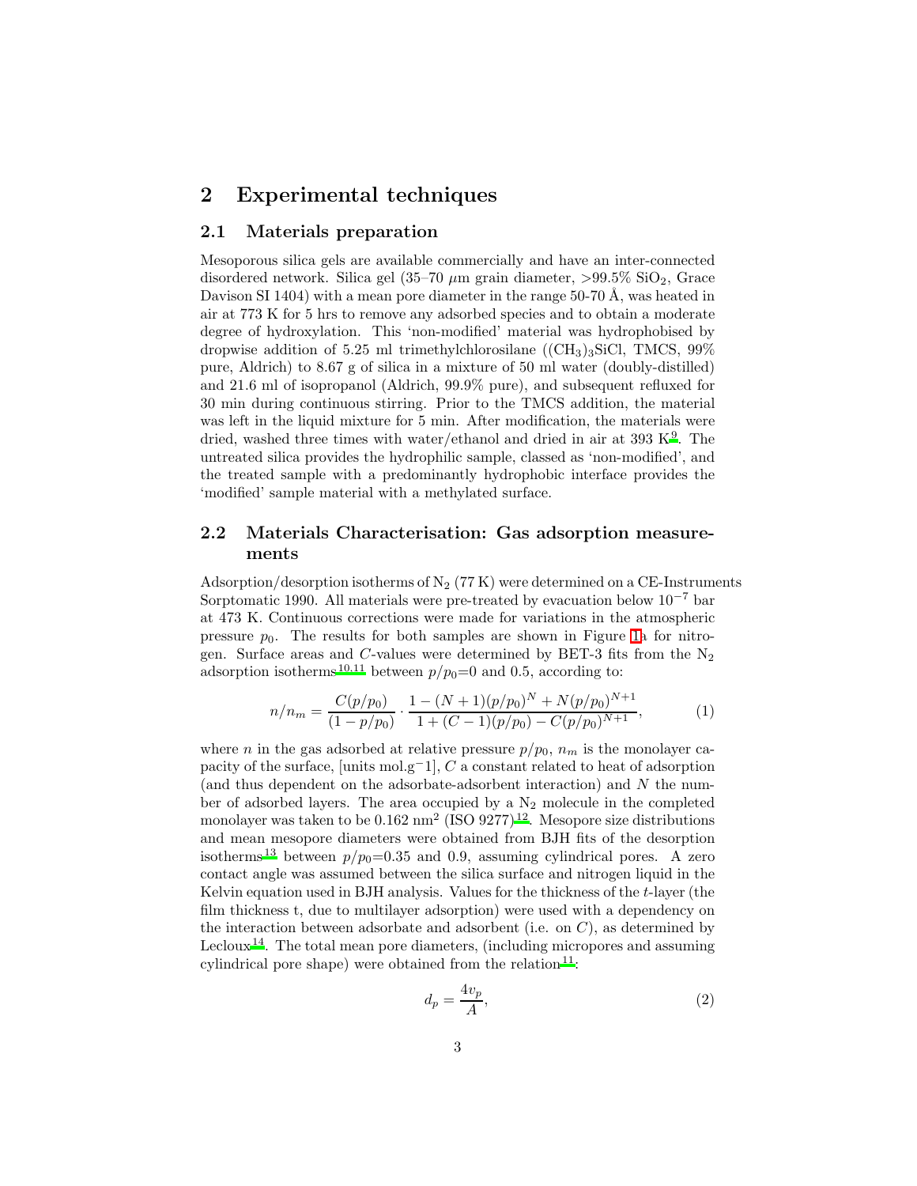# 2 Experimental techniques

## 2.1 Materials preparation

Mesoporous silica gels are available commercially and have an inter-connected disordered network. Silica gel (35–70 $\mu$m grain diameter, >99.5% $SiO_2$, Grace Davison SI 1404) with a mean pore diameter in the range 50-70 Å, was heated in air at 773 K for 5 hrs to remove any adsorbed species and to obtain a moderate degree of hydroxylation. This 'non-modified' material was hydrophobised by dropwise addition of 5.25 ml trimethylchlorosilane ($(CH_3)_3SiCl$, TMCS, 99% pure, Aldrich) to 8.67 g of silica in a mixture of 50 ml water (doubly-distilled) and 21.6 ml of isopropanol (Aldrich, 99.9% pure), and subsequent refluxed for 30 min during continuous stirring. Prior to the TMCS addition, the material was left in the liquid mixture for 5 min. After modification, the materials were dried, washed three times with water/ethanol and dried in air at 393 K[9]. The untreated silica provides the hydrophilic sample, classed as 'non-modified', and the treated sample with a predominantly hydrophobic interface provides the 'modified' sample material with a methylated surface.

## 2.2 Materials Characterisation: Gas adsorption measurements

Adsorption/desorption isotherms of $N_2$ (77 K) were determined on a CE-Instruments Sorptomatic 1990. All materials were pre-treated by evacuation below $10^{-7}$ bar at 473 K. Continuous corrections were made for variations in the atmospheric pressure $p_0$. The results for both samples are shown in Figure 1a for nitrogen. Surface areas and $C$-values were determined by BET-3 fits from the $N_2$ adsorption isotherms[10,11] between $p/p_0$=0 and 0.5, according to:

$$n/n_m = \frac{C(p/p_0)}{(1-p/p_0)} \cdot \frac{1-(N+1)(p/p_0)^N + N(p/p_0)^{N+1}}{1+(C-1)(p/p_0) - C(p/p_0)^{N+1}}, \tag{1}$$

where $n$ in the gas adsorbed at relative pressure $p/p_0$, $n_m$ is the monolayer capacity of the surface, [units mol.g−1], $C$ a constant related to heat of adsorption (and thus dependent on the adsorbate-adsorbent interaction) and $N$ the number of adsorbed layers. The area occupied by a $N_2$ molecule in the completed monolayer was taken to be 0.162 nm$^2$ (ISO 9277)[12]. Mesopore size distributions and mean mesopore diameters were obtained from BJH fits of the desorption isotherms[13] between $p/p_0$=0.35 and 0.9, assuming cylindrical pores. A zero contact angle was assumed between the silica surface and nitrogen liquid in the Kelvin equation used in BJH analysis. Values for the thickness of the $t$-layer (the film thickness t, due to multilayer adsorption) were used with a dependency on the interaction between adsorbate and adsorbent (i.e. on $C$), as determined by Lecloux[14]. The total mean pore diameters, (including micropores and assuming cylindrical pore shape) were obtained from the relation[11]:

$$d_p = \frac{4v_p}{A}, \tag{2}$$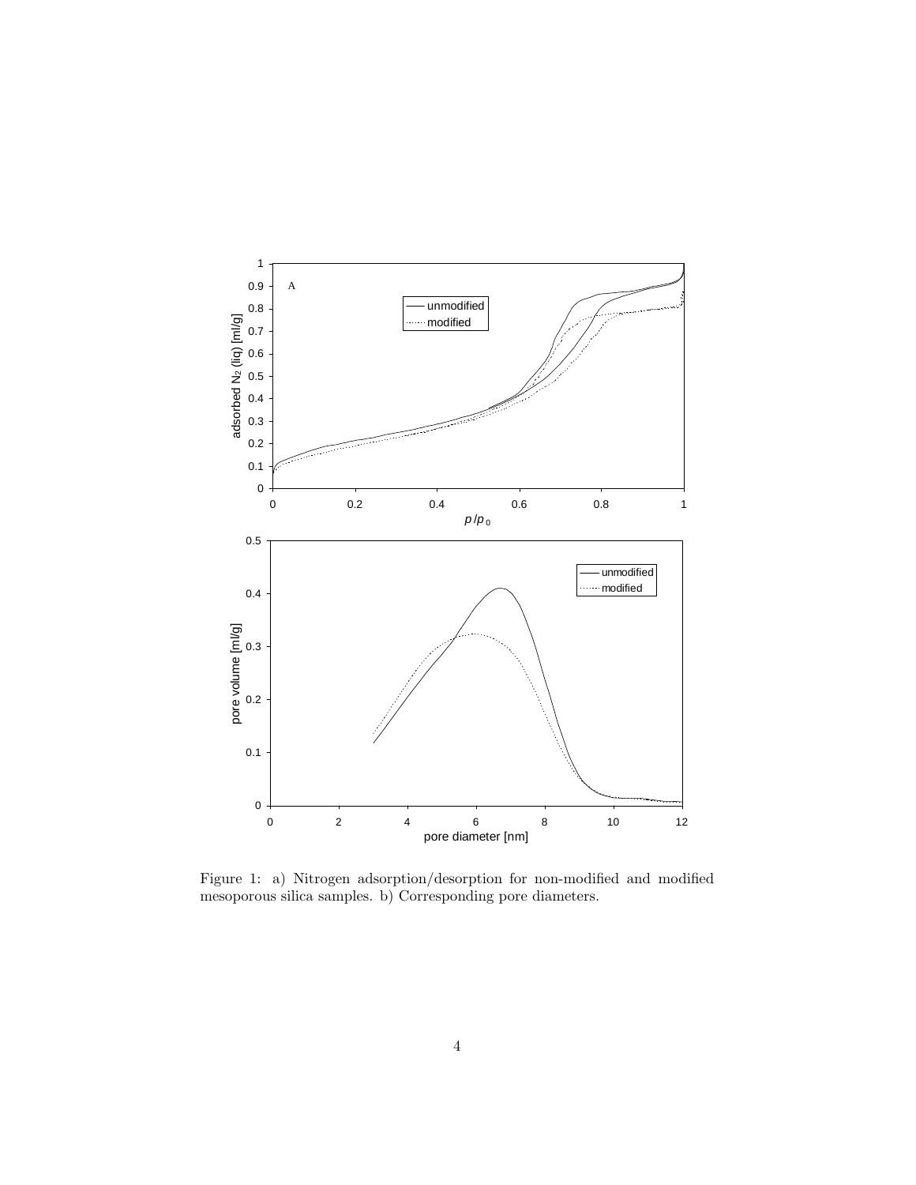Figure 1: a) Nitrogen adsorption/desorption for non-modified and modified mesoporous silica samples. b) Corresponding pore diameters.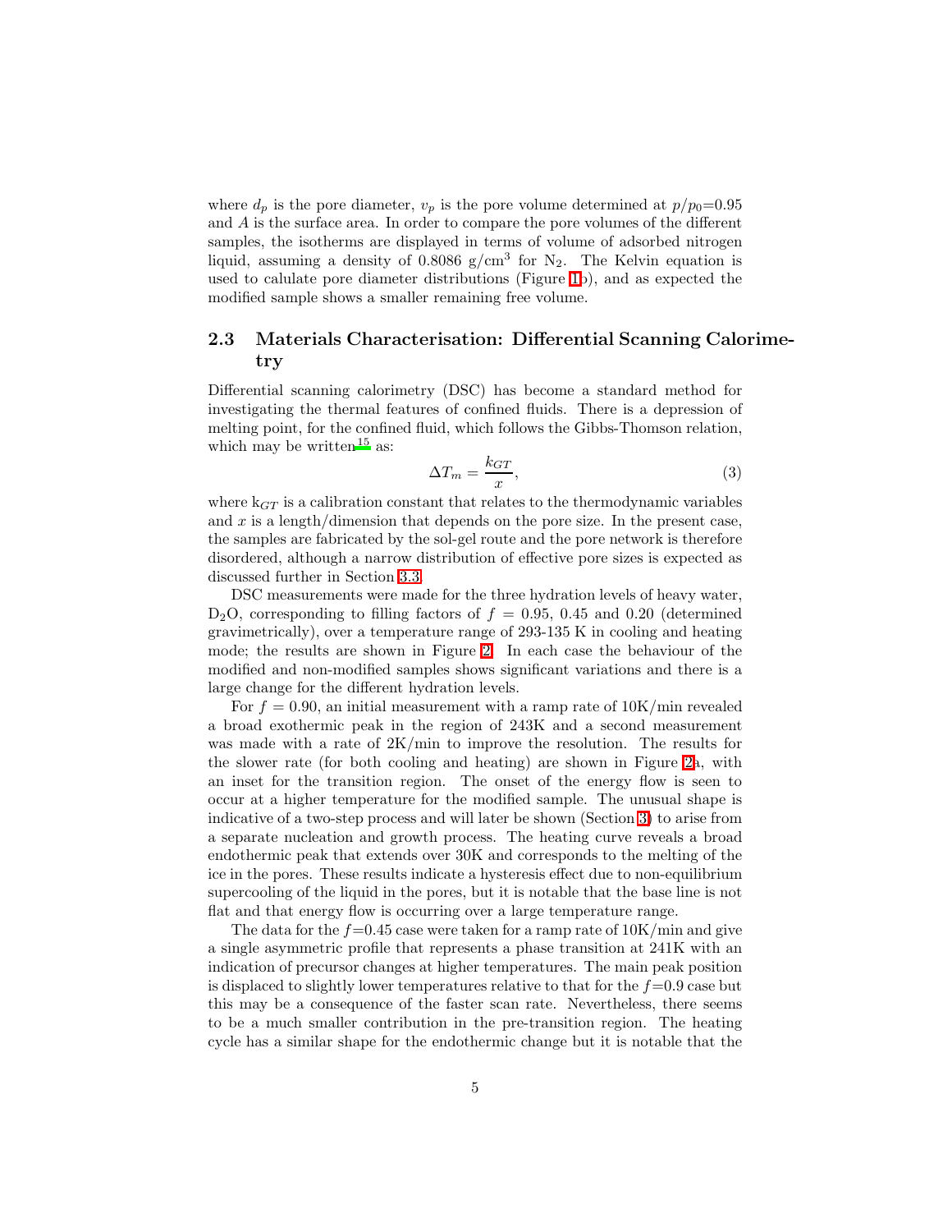where $d_p$ is the pore diameter, $v_p$ is the pore volume determined at $p/p_0$=0.95 and $A$ is the surface area. In order to compare the pore volumes of the different samples, the isotherms are displayed in terms of volume of adsorbed nitrogen liquid, assuming a density of 0.8086 g/cm$^3$ for $N_2$. The Kelvin equation is used to calulate pore diameter distributions (Figure 1b), and as expected the modified sample shows a smaller remaining free volume.

### 2.3 Materials Characterisation: Differential Scanning Calorimetry

Differential scanning calorimetry (DSC) has become a standard method for investigating the thermal features of confined fluids. There is a depression of melting point, for the confined fluid, which follows the Gibbs-Thomson relation, which may be written[15] as:

$$\Delta T_m = \frac{k_{GT}}{x}, \tag{3}$$

where $k_{GT}$ is a calibration constant that relates to the thermodynamic variables and $x$ is a length/dimension that depends on the pore size. In the present case, the samples are fabricated by the sol-gel route and the pore network is therefore disordered, although a narrow distribution of effective pore sizes is expected as discussed further in Section 3.3.

DSC measurements were made for the three hydration levels of heavy water, $D_2O$, corresponding to filling factors of $f$ = 0.95, 0.45 and 0.20 (determined gravimetrically), over a temperature range of 293-135 K in cooling and heating mode; the results are shown in Figure 2. In each case the behaviour of the modified and non-modified samples shows significant variations and there is a large change for the different hydration levels.

For $f$ = 0.90, an initial measurement with a ramp rate of 10K/min revealed a broad exothermic peak in the region of 243K and a second measurement was made with a rate of 2K/min to improve the resolution. The results for the slower rate (for both cooling and heating) are shown in Figure 2a, with an inset for the transition region. The onset of the energy flow is seen to occur at a higher temperature for the modified sample. The unusual shape is indicative of a two-step process and will later be shown (Section 3) to arise from a separate nucleation and growth process. The heating curve reveals a broad endothermic peak that extends over 30K and corresponds to the melting of the ice in the pores. These results indicate a hysteresis effect due to non-equilibrium supercooling of the liquid in the pores, but it is notable that the base line is not flat and that energy flow is occurring over a large temperature range.

The data for the $f$=0.45 case were taken for a ramp rate of 10K/min and give a single asymmetric profile that represents a phase transition at 241K with an indication of precursor changes at higher temperatures. The main peak position is displaced to slightly lower temperatures relative to that for the $f$=0.9 case but this may be a consequence of the faster scan rate. Nevertheless, there seems to be a much smaller contribution in the pre-transition region. The heating cycle has a similar shape for the endothermic change but it is notable that the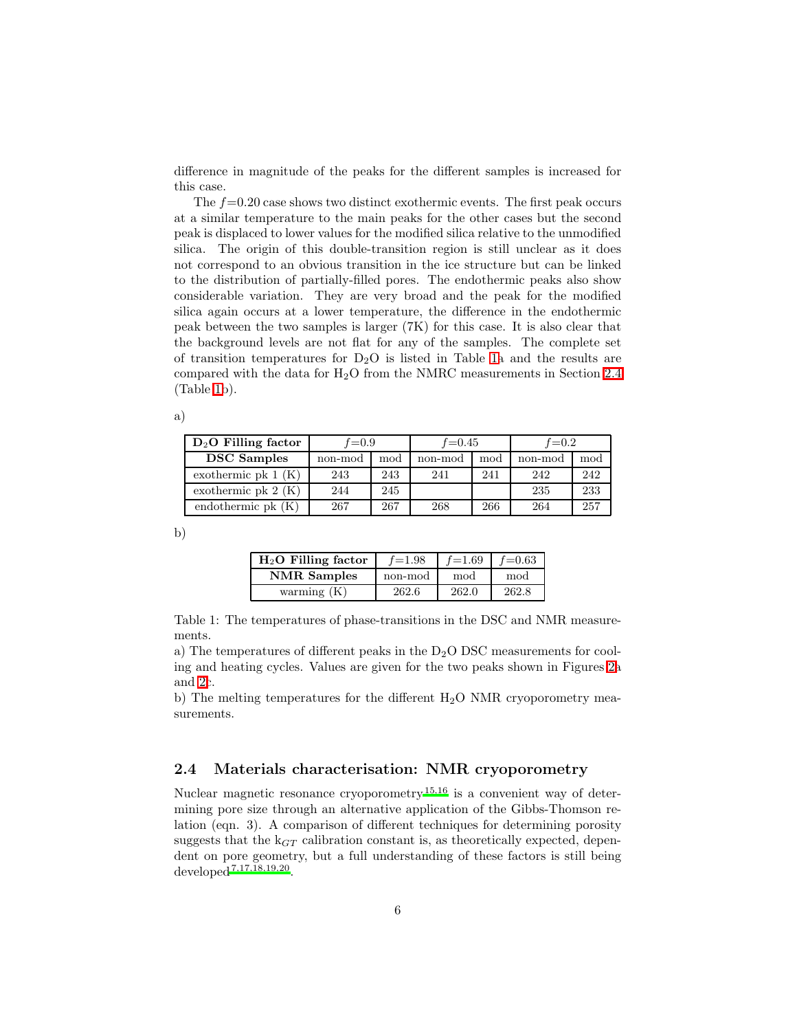difference in magnitude of the peaks for the different samples is increased for this case.

The $f$=0.20 case shows two distinct exothermic events. The first peak occurs at a similar temperature to the main peaks for the other cases but the second peak is displaced to lower values for the modified silica relative to the unmodified silica. The origin of this double-transition region is still unclear as it does not correspond to an obvious transition in the ice structure but can be linked to the distribution of partially-filled pores. The endothermic peaks also show considerable variation. They are very broad and the peak for the modified silica again occurs at a lower temperature, the difference in the endothermic peak between the two samples is larger (7K) for this case. It is also clear that the background levels are not flat for any of the samples. The complete set of transition temperatures for $D_2O$ is listed in Table 1a and the results are compared with the data for $H_2O$ from the NMRC measurements in Section 2.4 (Table 1b).

a)

| **$D_2O$ Filling factor** | $f$=0.9 | | $f$=0.45 | | $f$=0.2 | |
|---|---|---|---|---|---|---|
| **DSC Samples** | non-mod | mod | non-mod | mod | non-mod | mod |
| exothermic pk 1 (K) | 243 | 243 | 241 | 241 | 242 | 242 |
| exothermic pk 2 (K) | 244 | 245 | | | 235 | 233 |
| endothermic pk (K) | 267 | 267 | 268 | 266 | 264 | 257 |

b)

| **$H_2O$ Filling factor** | $f$=1.98 | $f$=1.69 | $f$=0.63 |
|---|---|---|---|
| **NMR Samples** | non-mod | mod | mod |
| warming (K) | 262.6 | 262.0 | 262.8 |

Table 1: The temperatures of phase-transitions in the DSC and NMR measurements.

a) The temperatures of different peaks in the $D_2O$ DSC measurements for cooling and heating cycles. Values are given for the two peaks shown in Figures 2a and 2c.

b) The melting temperatures for the different $H_2O$ NMR cryoporometry measurements.

## 2.4 Materials characterisation: NMR cryoporometry

Nuclear magnetic resonance cryoporometry[15,16] is a convenient way of determining pore size through an alternative application of the Gibbs-Thomson relation (eqn. 3). A comparison of different techniques for determining porosity suggests that the $k_{GT}$ calibration constant is, as theoretically expected, dependent on pore geometry, but a full understanding of these factors is still being developed[7,17,18,19,20].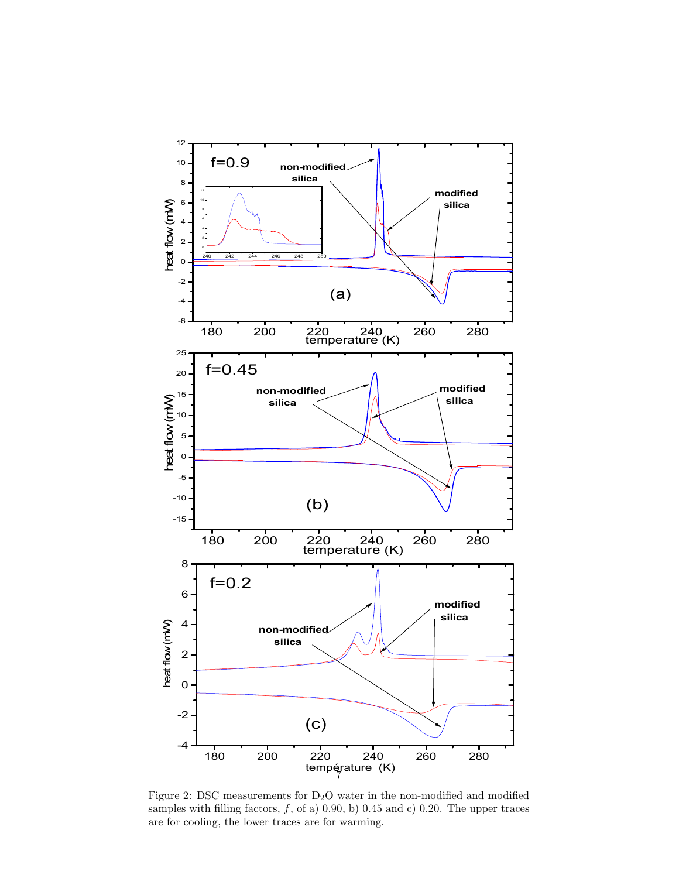Figure 2: DSC measurements for $D_2O$ water in the non-modified and modified samples with filling factors, $f$, of a) 0.90, b) 0.45 and c) 0.20. The upper traces are for cooling, the lower traces are for warming.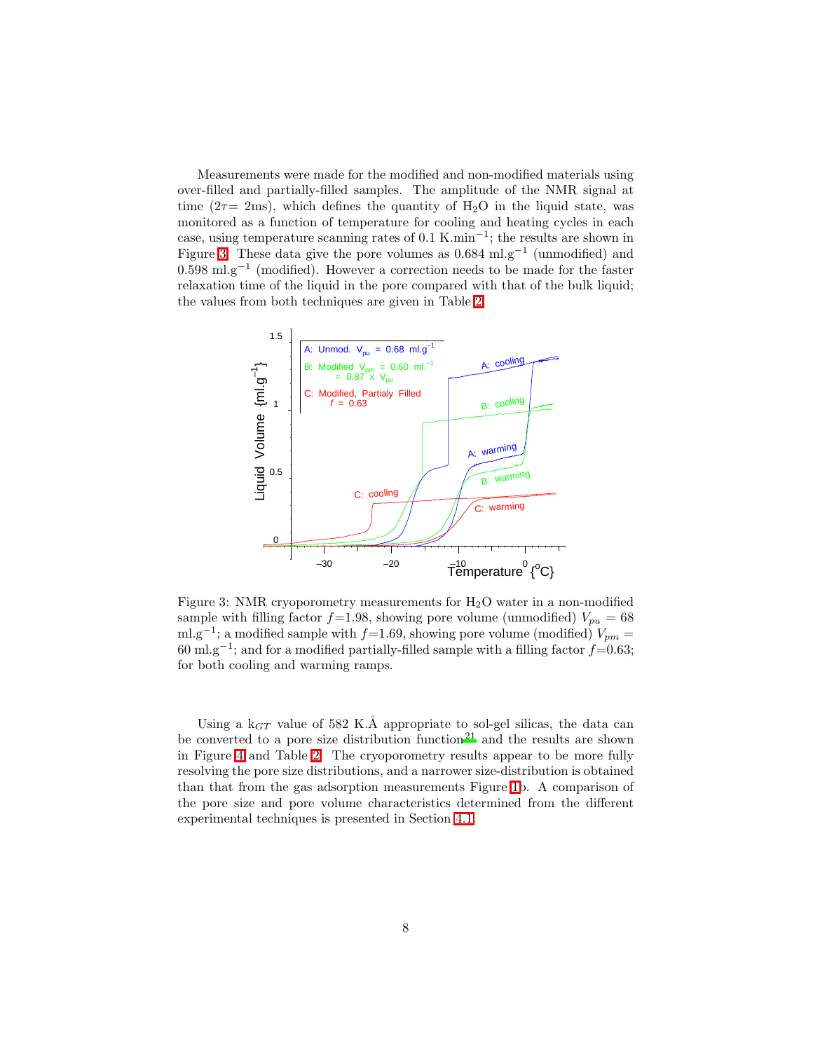Measurements were made for the modified and non-modified materials using over-filled and partially-filled samples. The amplitude of the NMR signal at time ($2\tau$= 2ms), which defines the quantity of $H_2O$ in the liquid state, was monitored as a function of temperature for cooling and heating cycles in each case, using temperature scanning rates of 0.1 K.min$^{-1}$; the results are shown in Figure 3. These data give the pore volumes as 0.684 ml.g$^{-1}$ (unmodified) and 0.598 ml.g$^{-1}$ (modified). However a correction needs to be made for the faster relaxation time of the liquid in the pore compared with that of the bulk liquid; the values from both techniques are given in Table 2.

Figure 3: NMR cryoporometry measurements for $H_2O$ water in a non-modified sample with filling factor $f$=1.98, showing pore volume (unmodified) $V_{pu}$ = 68 ml.g$^{-1}$; a modified sample with $f$=1.69, showing pore volume (modified) $V_{pm}$ = 60 ml.g$^{-1}$; and for a modified partially-filled sample with a filling factor $f$=0.63; for both cooling and warming ramps.

Using a $k_{GT}$ value of 582 K.Å appropriate to sol-gel silicas, the data can be converted to a pore size distribution function[21] and the results are shown in Figure 4 and Table 2. The cryoporometry results appear to be more fully resolving the pore size distributions, and a narrower size-distribution is obtained than that from the gas adsorption measurements Figure 1b. A comparison of the pore size and pore volume characteristics determined from the different experimental techniques is presented in Section 4.1.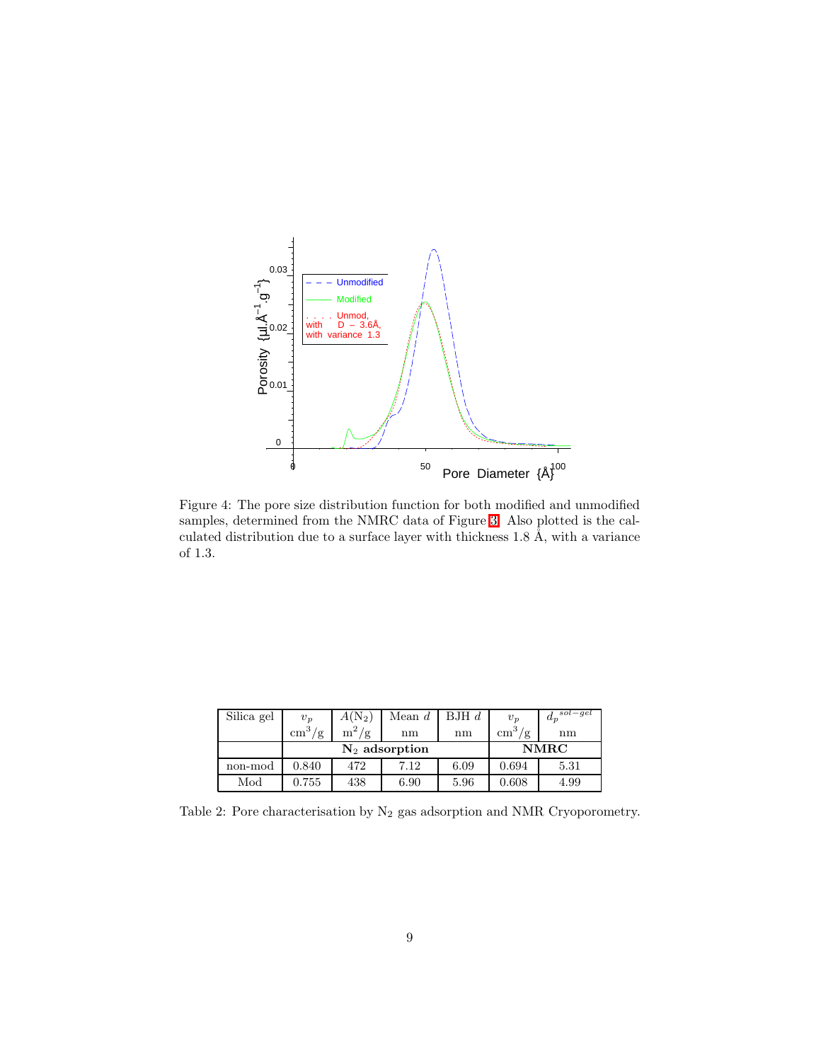Figure 4: The pore size distribution function for both modified and unmodified samples, determined from the NMRC data of Figure 3. Also plotted is the calculated distribution due to a surface layer with thickness 1.8 Å, with a variance of 1.3.

| Silica gel | $v_p$ $cm^3/g$ | $A(N_2)$ $m^2/g$ | Mean $d$ nm | BJH $d$ nm | $v_p$ $cm^3/g$ | $d_p^{sol-gel}$ nm |
|---|---|---|---|---|---|---|
| | **$N_2$ adsorption** | | | | **NMRC** | |
| non-mod | 0.840 | 472 | 7.12 | 6.09 | 0.694 | 5.31 |
| Mod | 0.755 | 438 | 6.90 | 5.96 | 0.608 | 4.99 |

Table 2: Pore characterisation by $N_2$ gas adsorption and NMR Cryoporometry.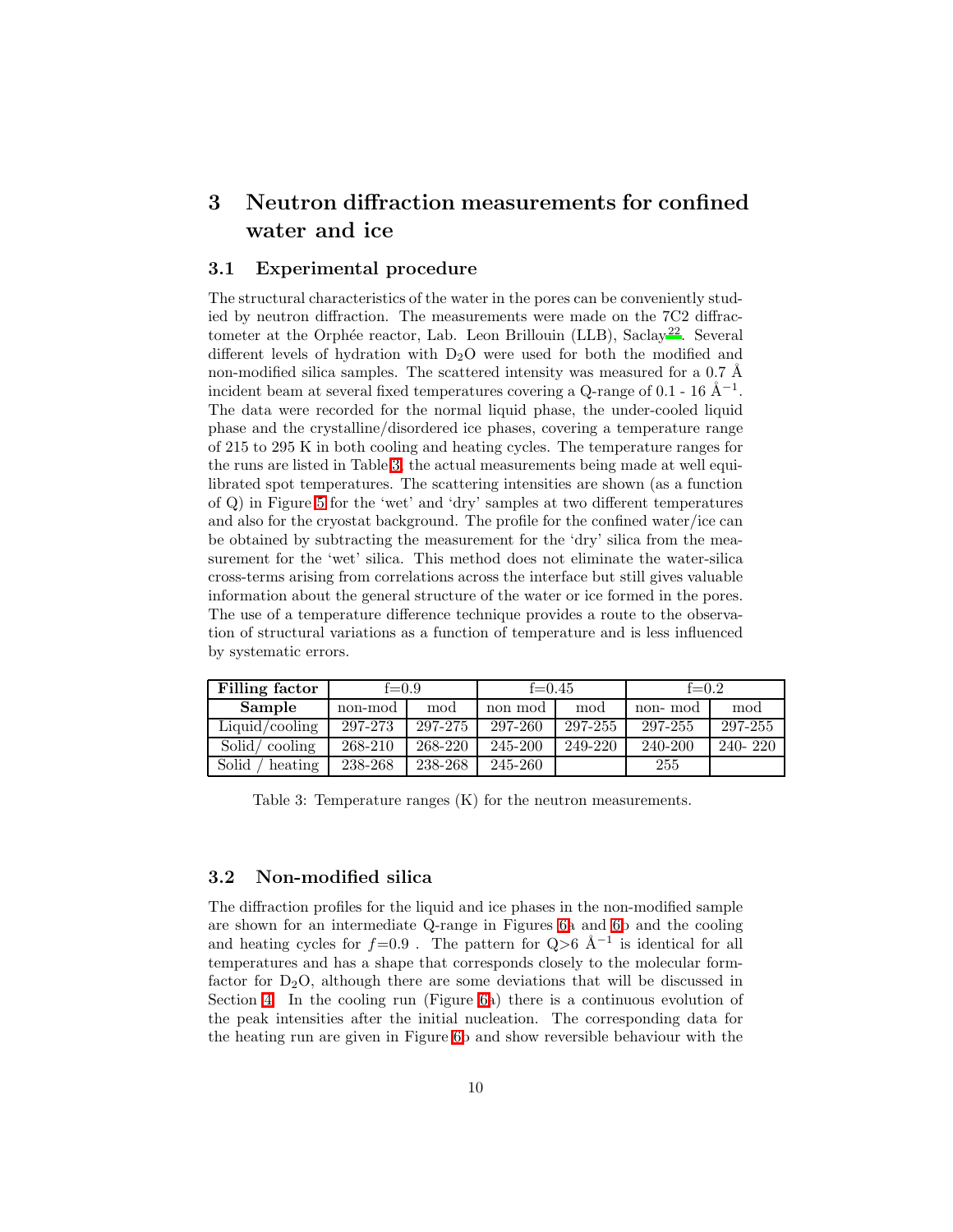## 3 Neutron diffraction measurements for confined water and ice

### 3.1 Experimental procedure

The structural characteristics of the water in the pores can be conveniently studied by neutron diffraction. The measurements were made on the 7C2 diffractometer at the Orphée reactor, Lab. Leon Brillouin (LLB), Saclay[22]. Several different levels of hydration with $D_2O$ were used for both the modified and non-modified silica samples. The scattered intensity was measured for a 0.7 Å incident beam at several fixed temperatures covering a Q-range of 0.1 - 16 Å$^{-1}$. The data were recorded for the normal liquid phase, the under-cooled liquid phase and the crystalline/disordered ice phases, covering a temperature range of 215 to 295 K in both cooling and heating cycles. The temperature ranges for the runs are listed in Table 3, the actual measurements being made at well equilibrated spot temperatures. The scattering intensities are shown (as a function of Q) in Figure 5 for the 'wet' and 'dry' samples at two different temperatures and also for the cryostat background. The profile for the confined water/ice can be obtained by subtracting the measurement for the 'dry' silica from the measurement for the 'wet' silica. This method does not eliminate the water-silica cross-terms arising from correlations across the interface but still gives valuable information about the general structure of the water or ice formed in the pores. The use of a temperature difference technique provides a route to the observation of structural variations as a function of temperature and is less influenced by systematic errors.

| **Filling factor** | f=0.9 | | f=0.45 | | f=0.2 | |
|---|---|---|---|---|---|---|
| **Sample** | non-mod | mod | non mod | mod | non- mod | mod |
| Liquid/cooling | 297-273 | 297-275 | 297-260 | 297-255 | 297-255 | 297-255 |
| Solid/ cooling | 268-210 | 268-220 | 245-200 | 249-220 | 240-200 | 240- 220 |
| Solid / heating | 238-268 | 238-268 | 245-260 | | 255 | |

Table 3: Temperature ranges (K) for the neutron measurements.

### 3.2 Non-modified silica

The diffraction profiles for the liquid and ice phases in the non-modified sample are shown for an intermediate Q-range in Figures 6a and 6b and the cooling and heating cycles for $f$=0.9 . The pattern for Q>6 Å$^{-1}$ is identical for all temperatures and has a shape that corresponds closely to the molecular form-factor for $D_2O$, although there are some deviations that will be discussed in Section 4. In the cooling run (Figure 6a) there is a continuous evolution of the peak intensities after the initial nucleation. The corresponding data for the heating run are given in Figure 6b and show reversible behaviour with the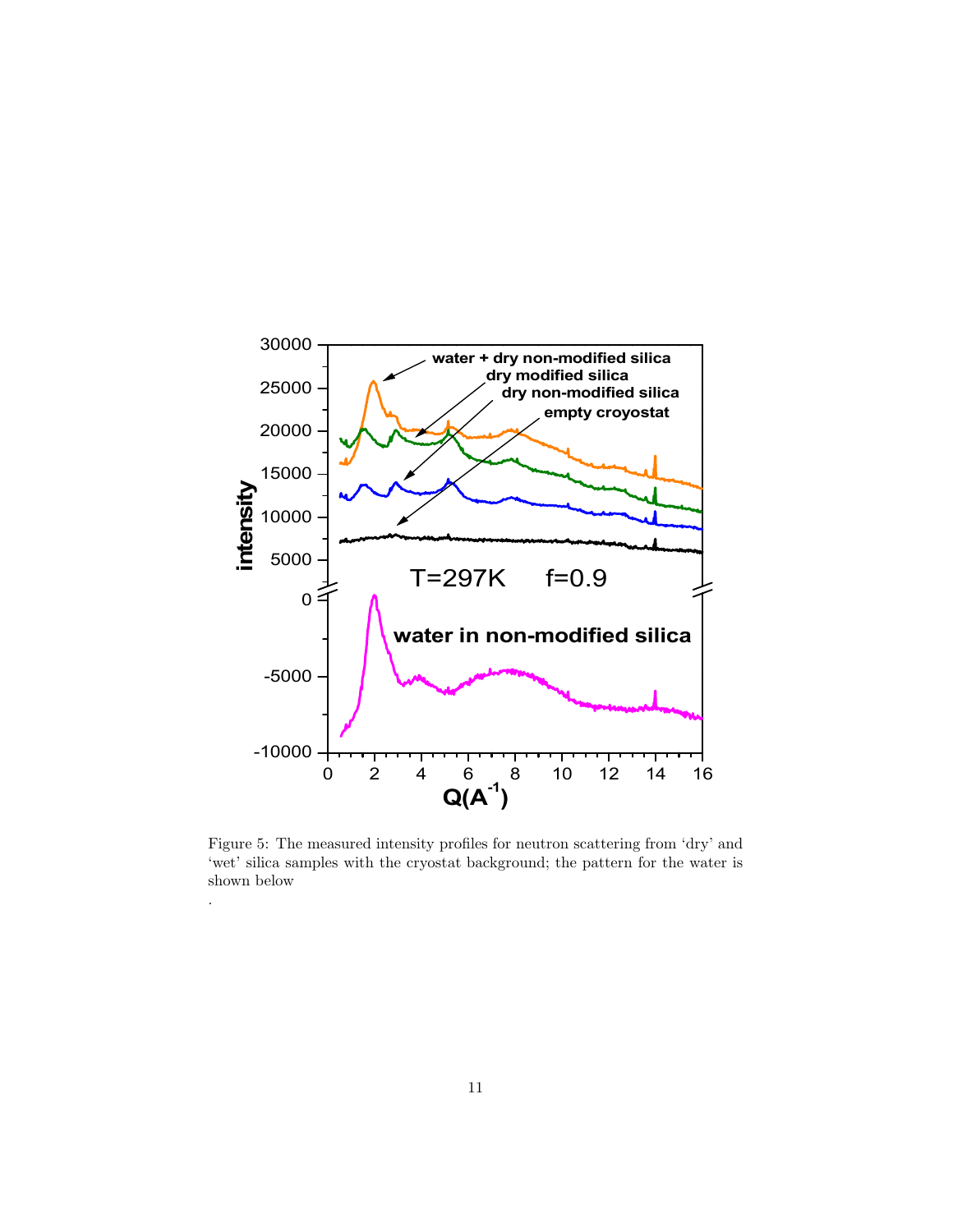Figure 5: The measured intensity profiles for neutron scattering from 'dry' and 'wet' silica samples with the cryostat background; the pattern for the water is shown below

.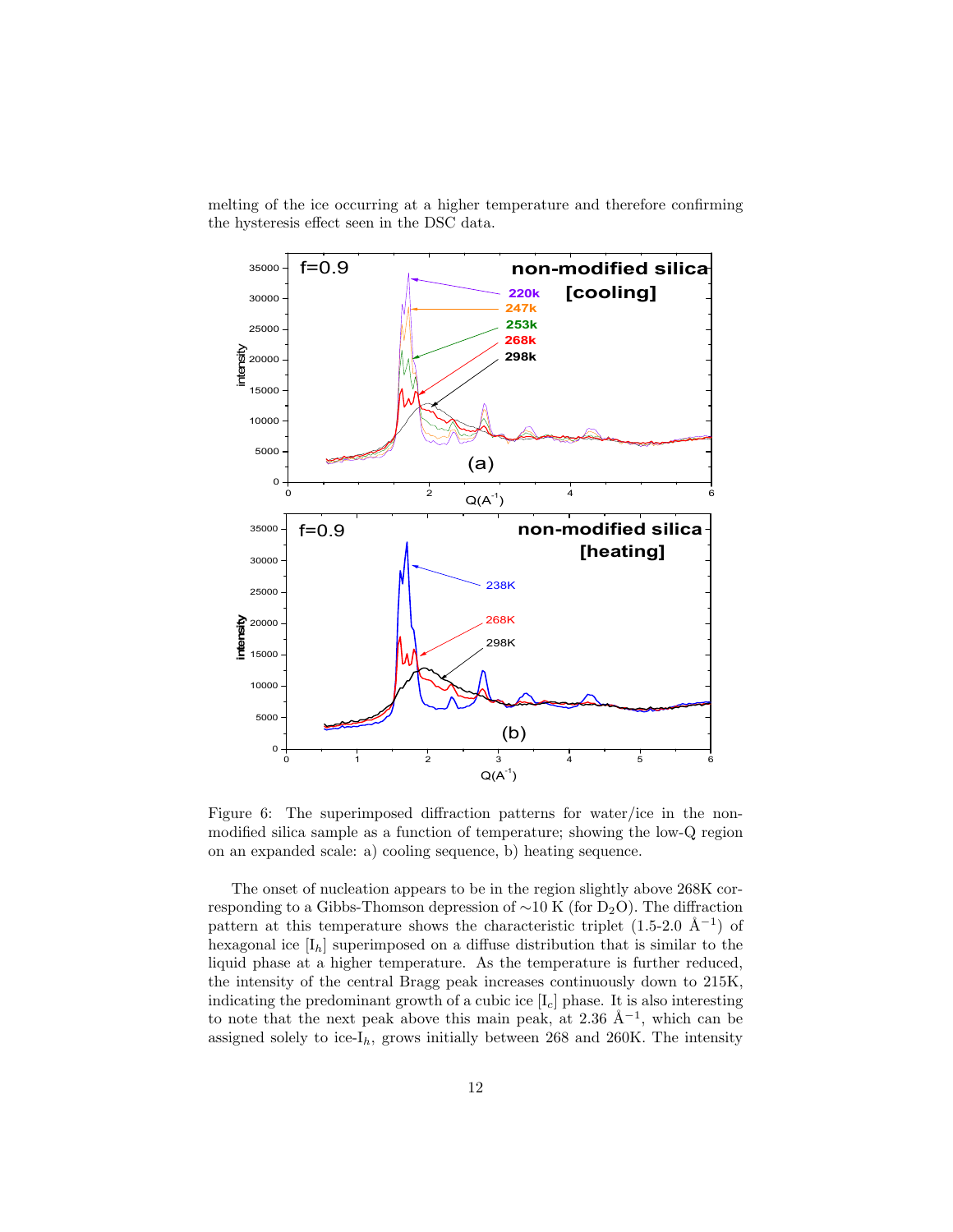melting of the ice occurring at a higher temperature and therefore confirming the hysteresis effect seen in the DSC data.

Figure 6: The superimposed diffraction patterns for water/ice in the non-modified silica sample as a function of temperature; showing the low-Q region on an expanded scale: a) cooling sequence, b) heating sequence.

The onset of nucleation appears to be in the region slightly above 268K corresponding to a Gibbs-Thomson depression of ~10 K (for $D_2O$). The diffraction pattern at this temperature shows the characteristic triplet (1.5-2.0 Å$^{-1}$) of hexagonal ice [$I_h$] superimposed on a diffuse distribution that is similar to the liquid phase at a higher temperature. As the temperature is further reduced, the intensity of the central Bragg peak increases continuously down to 215K, indicating the predominant growth of a cubic ice [$I_c$] phase. It is also interesting to note that the next peak above this main peak, at 2.36 Å$^{-1}$, which can be assigned solely to ice-$I_h$, grows initially between 268 and 260K. The intensity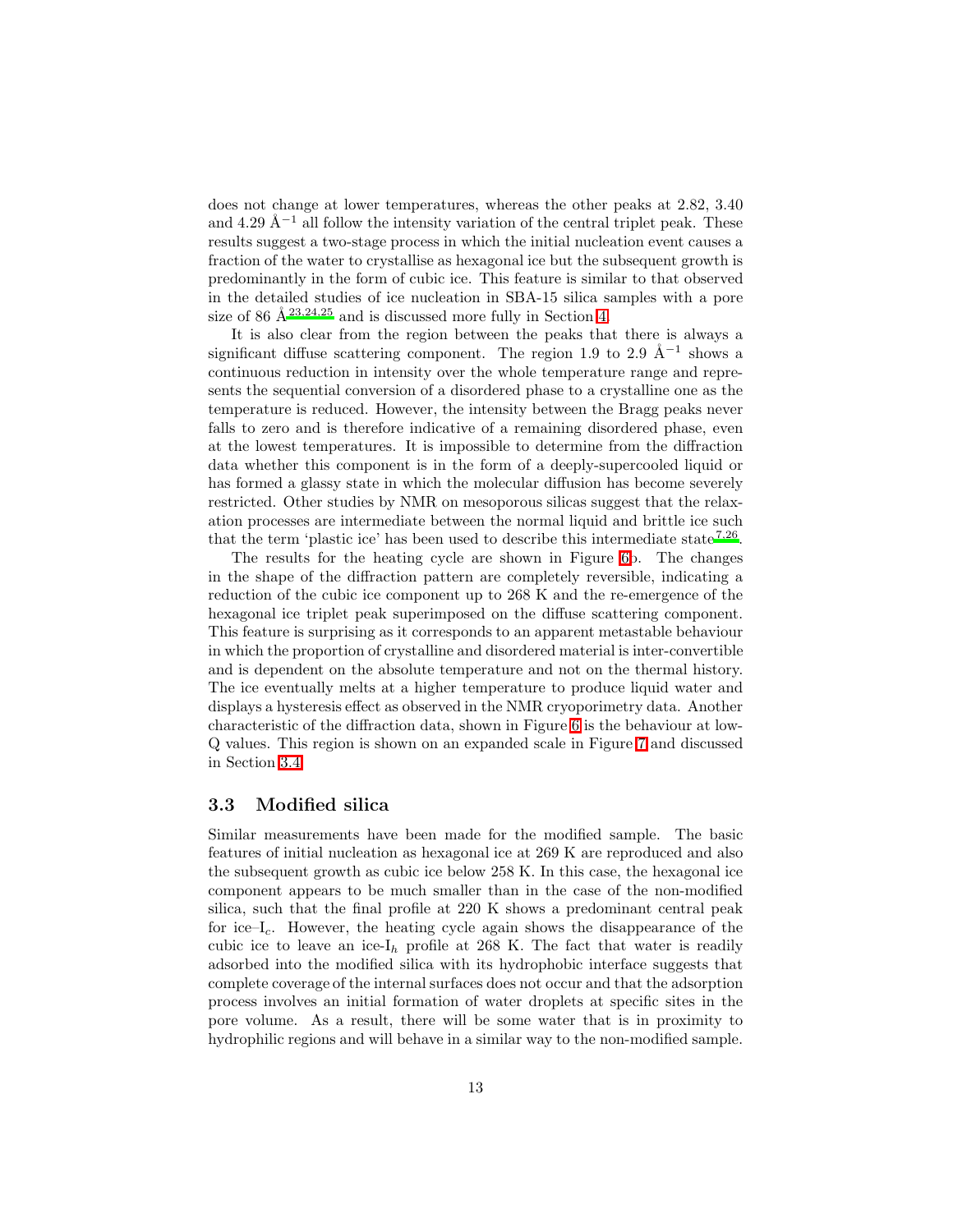does not change at lower temperatures, whereas the other peaks at 2.82, 3.40 and 4.29 Å$^{-1}$ all follow the intensity variation of the central triplet peak. These results suggest a two-stage process in which the initial nucleation event causes a fraction of the water to crystallise as hexagonal ice but the subsequent growth is predominantly in the form of cubic ice. This feature is similar to that observed in the detailed studies of ice nucleation in SBA-15 silica samples with a pore size of 86 Å[23,24,25] and is discussed more fully in Section 4.

It is also clear from the region between the peaks that there is always a significant diffuse scattering component. The region 1.9 to 2.9 Å$^{-1}$ shows a continuous reduction in intensity over the whole temperature range and represents the sequential conversion of a disordered phase to a crystalline one as the temperature is reduced. However, the intensity between the Bragg peaks never falls to zero and is therefore indicative of a remaining disordered phase, even at the lowest temperatures. It is impossible to determine from the diffraction data whether this component is in the form of a deeply-supercooled liquid or has formed a glassy state in which the molecular diffusion has become severely restricted. Other studies by NMR on mesoporous silicas suggest that the relaxation processes are intermediate between the normal liquid and brittle ice such that the term 'plastic ice' has been used to describe this intermediate state[7,26].

The results for the heating cycle are shown in Figure 6b. The changes in the shape of the diffraction pattern are completely reversible, indicating a reduction of the cubic ice component up to 268 K and the re-emergence of the hexagonal ice triplet peak superimposed on the diffuse scattering component. This feature is surprising as it corresponds to an apparent metastable behaviour in which the proportion of crystalline and disordered material is inter-convertible and is dependent on the absolute temperature and not on the thermal history. The ice eventually melts at a higher temperature to produce liquid water and displays a hysteresis effect as observed in the NMR cryoporimetry data. Another characteristic of the diffraction data, shown in Figure 6 is the behaviour at low-Q values. This region is shown on an expanded scale in Figure 7 and discussed in Section 3.4.

### 3.3 Modified silica

Similar measurements have been made for the modified sample. The basic features of initial nucleation as hexagonal ice at 269 K are reproduced and also the subsequent growth as cubic ice below 258 K. In this case, the hexagonal ice component appears to be much smaller than in the case of the non-modified silica, such that the final profile at 220 K shows a predominant central peak for ice–$I_c$. However, the heating cycle again shows the disappearance of the cubic ice to leave an ice-$I_h$ profile at 268 K. The fact that water is readily adsorbed into the modified silica with its hydrophobic interface suggests that complete coverage of the internal surfaces does not occur and that the adsorption process involves an initial formation of water droplets at specific sites in the pore volume. As a result, there will be some water that is in proximity to hydrophilic regions and will behave in a similar way to the non-modified sample.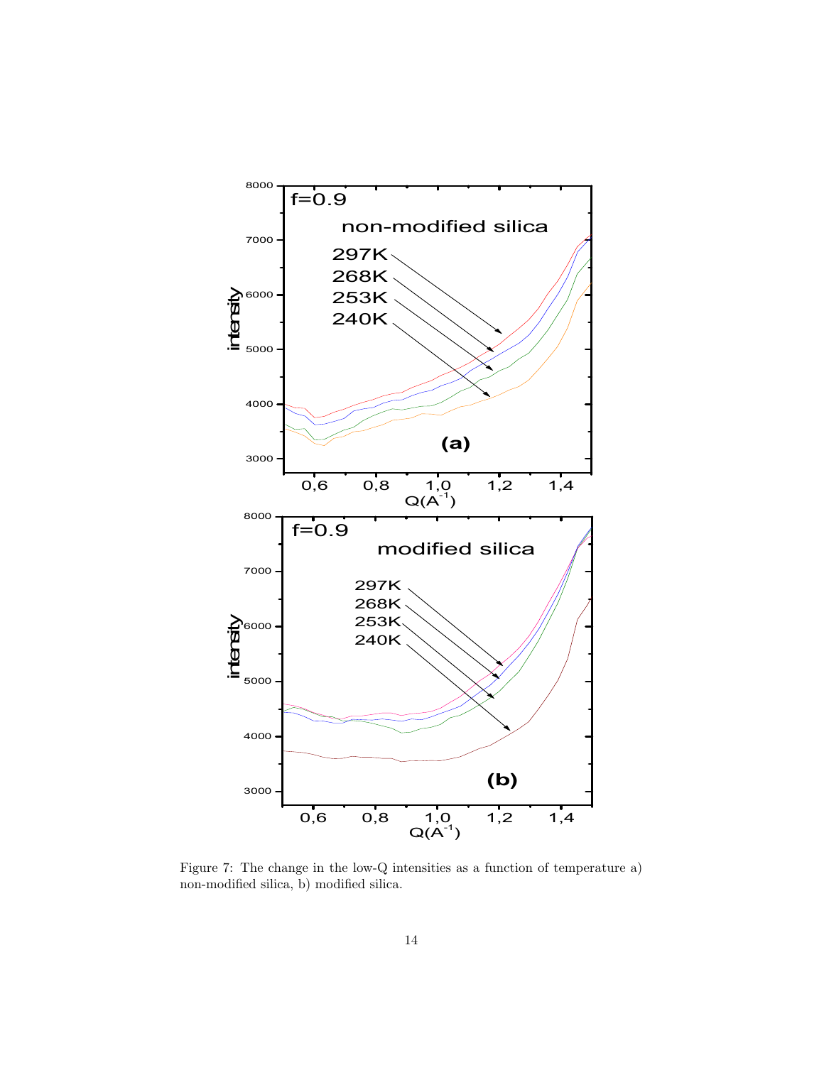Figure 7: The change in the low-Q intensities as a function of temperature a) non-modified silica, b) modified silica.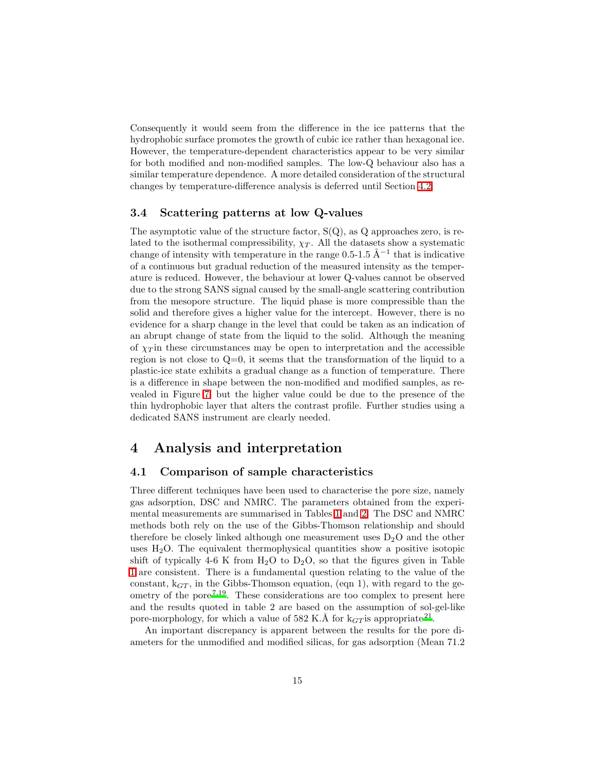Consequently it would seem from the difference in the ice patterns that the hydrophobic surface promotes the growth of cubic ice rather than hexagonal ice. However, the temperature-dependent characteristics appear to be very similar for both modified and non-modified samples. The low-Q behaviour also has a similar temperature dependence. A more detailed consideration of the structural changes by temperature-difference analysis is deferred until Section 4.2.

### 3.4 Scattering patterns at low Q-values

The asymptotic value of the structure factor, S(Q), as Q approaches zero, is related to the isothermal compressibility, $\chi_T$. All the datasets show a systematic change of intensity with temperature in the range 0.5-1.5 Å$^{-1}$ that is indicative of a continuous but gradual reduction of the measured intensity as the temperature is reduced. However, the behaviour at lower Q-values cannot be observed due to the strong SANS signal caused by the small-angle scattering contribution from the mesopore structure. The liquid phase is more compressible than the solid and therefore gives a higher value for the intercept. However, there is no evidence for a sharp change in the level that could be taken as an indication of an abrupt change of state from the liquid to the solid. Although the meaning of $\chi_T$in these circumstances may be open to interpretation and the accessible region is not close to Q=0, it seems that the transformation of the liquid to a plastic-ice state exhibits a gradual change as a function of temperature. There is a difference in shape between the non-modified and modified samples, as revealed in Figure 7, but the higher value could be due to the presence of the thin hydrophobic layer that alters the contrast profile. Further studies using a dedicated SANS instrument are clearly needed.

## 4 Analysis and interpretation

### 4.1 Comparison of sample characteristics

Three different techniques have been used to characterise the pore size, namely gas adsorption, DSC and NMRC. The parameters obtained from the experimental measurements are summarised in Tables 1 and 2. The DSC and NMRC methods both rely on the use of the Gibbs-Thomson relationship and should therefore be closely linked although one measurement uses $D_2O$ and the other uses $H_2O$. The equivalent thermophysical quantities show a positive isotopic shift of typically 4-6 K from $H_2O$ to $D_2O$, so that the figures given in Table 1 are consistent. There is a fundamental question relating to the value of the constant, $k_{GT}$, in the Gibbs-Thomson equation, (eqn 1), with regard to the geometry of the pore[7,19]. These considerations are too complex to present here and the results quoted in table 2 are based on the assumption of sol-gel-like pore-morphology, for which a value of 582 K.Å for $k_{GT}$is appropriate[21].

An important discrepancy is apparent between the results for the pore diameters for the unmodified and modified silicas, for gas adsorption (Mean 71.2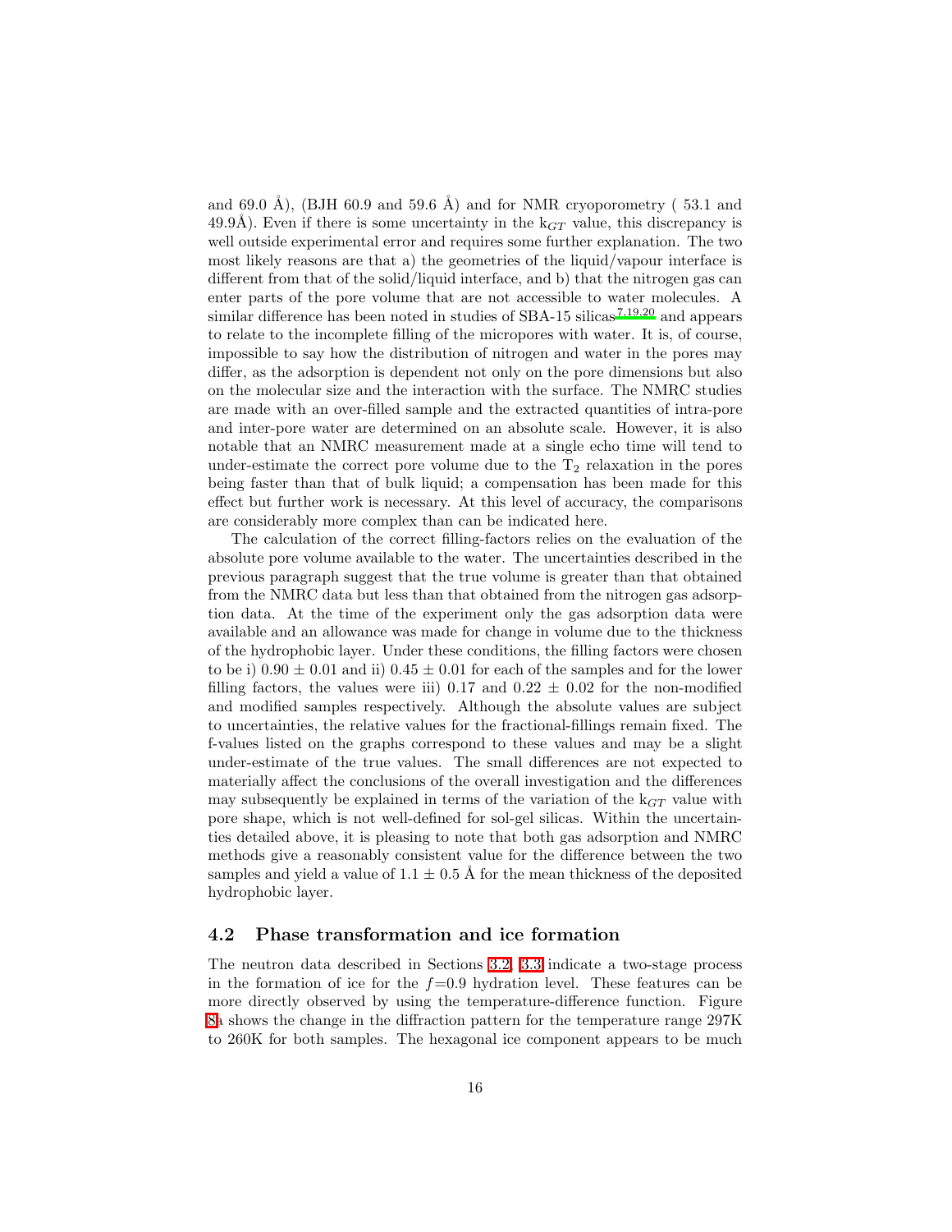and 69.0 Å), (BJH 60.9 and 59.6 Å) and for NMR cryoporometry ( 53.1 and 49.9Å). Even if there is some uncertainty in the $k_{GT}$ value, this discrepancy is well outside experimental error and requires some further explanation. The two most likely reasons are that a) the geometries of the liquid/vapour interface is different from that of the solid/liquid interface, and b) that the nitrogen gas can enter parts of the pore volume that are not accessible to water molecules. A similar difference has been noted in studies of SBA-15 silicas[7,19,20] and appears to relate to the incomplete filling of the micropores with water. It is, of course, impossible to say how the distribution of nitrogen and water in the pores may differ, as the adsorption is dependent not only on the pore dimensions but also on the molecular size and the interaction with the surface. The NMRC studies are made with an over-filled sample and the extracted quantities of intra-pore and inter-pore water are determined on an absolute scale. However, it is also notable that an NMRC measurement made at a single echo time will tend to under-estimate the correct pore volume due to the $T_2$ relaxation in the pores being faster than that of bulk liquid; a compensation has been made for this effect but further work is necessary. At this level of accuracy, the comparisons are considerably more complex than can be indicated here.

The calculation of the correct filling-factors relies on the evaluation of the absolute pore volume available to the water. The uncertainties described in the previous paragraph suggest that the true volume is greater than that obtained from the NMRC data but less than that obtained from the nitrogen gas adsorption data. At the time of the experiment only the gas adsorption data were available and an allowance was made for change in volume due to the thickness of the hydrophobic layer. Under these conditions, the filling factors were chosen to be i) $0.90 \pm 0.01$ and ii) $0.45 \pm 0.01$ for each of the samples and for the lower filling factors, the values were iii) 0.17 and $0.22 \pm 0.02$ for the non-modified and modified samples respectively. Although the absolute values are subject to uncertainties, the relative values for the fractional-fillings remain fixed. The f-values listed on the graphs correspond to these values and may be a slight under-estimate of the true values. The small differences are not expected to materially affect the conclusions of the overall investigation and the differences may subsequently be explained in terms of the variation of the $k_{GT}$ value with pore shape, which is not well-defined for sol-gel silicas. Within the uncertainties detailed above, it is pleasing to note that both gas adsorption and NMRC methods give a reasonably consistent value for the difference between the two samples and yield a value of $1.1 \pm 0.5$ Å for the mean thickness of the deposited hydrophobic layer.

## 4.2 Phase transformation and ice formation

The neutron data described in Sections 3.2, 3.3 indicate a two-stage process in the formation of ice for the $f$=0.9 hydration level. These features can be more directly observed by using the temperature-difference function. Figure 8a shows the change in the diffraction pattern for the temperature range 297K to 260K for both samples. The hexagonal ice component appears to be much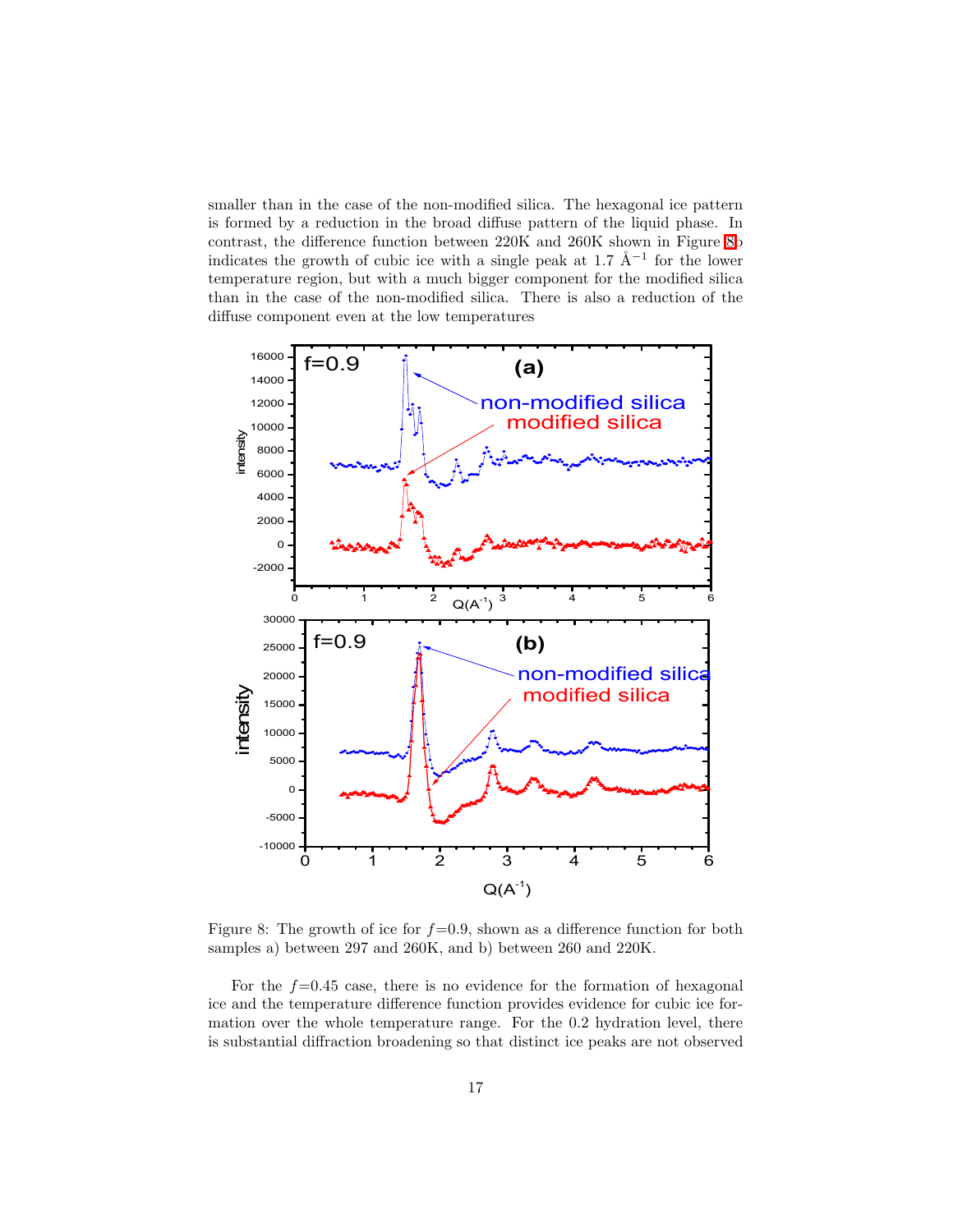smaller than in the case of the non-modified silica. The hexagonal ice pattern is formed by a reduction in the broad diffuse pattern of the liquid phase. In contrast, the difference function between 220K and 260K shown in Figure 8b indicates the growth of cubic ice with a single peak at 1.7 Å$^{-1}$ for the lower temperature region, but with a much bigger component for the modified silica than in the case of the non-modified silica. There is also a reduction of the diffuse component even at the low temperatures

Figure 8: The growth of ice for $f$=0.9, shown as a difference function for both samples a) between 297 and 260K, and b) between 260 and 220K.

For the $f$=0.45 case, there is no evidence for the formation of hexagonal ice and the temperature difference function provides evidence for cubic ice formation over the whole temperature range. For the 0.2 hydration level, there is substantial diffraction broadening so that distinct ice peaks are not observed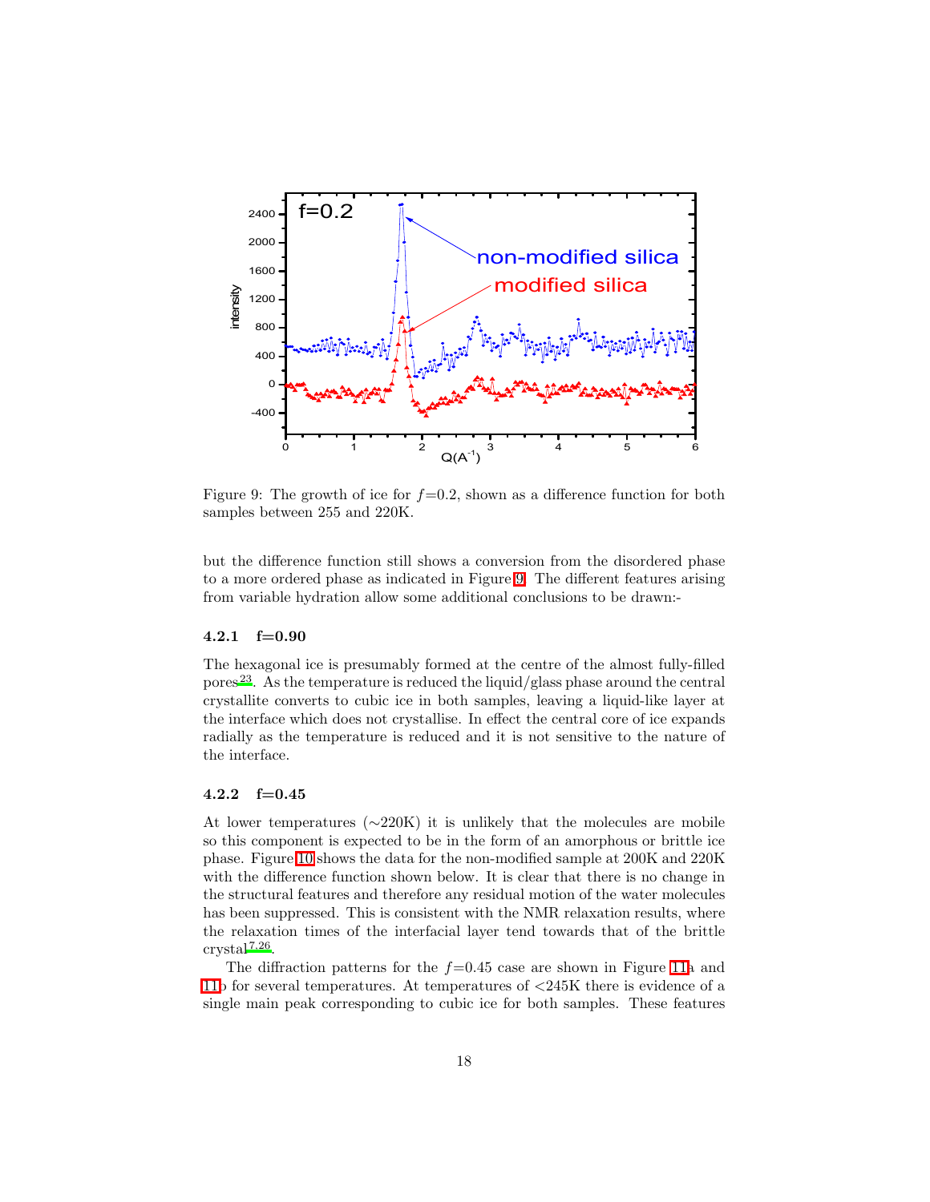Figure 9: The growth of ice for $f$=0.2, shown as a difference function for both samples between 255 and 220K.

but the difference function still shows a conversion from the disordered phase to a more ordered phase as indicated in Figure 9. The different features arising from variable hydration allow some additional conclusions to be drawn:-

#### 4.2.1 f=0.90

The hexagonal ice is presumably formed at the centre of the almost fully-filled pores[23]. As the temperature is reduced the liquid/glass phase around the central crystallite converts to cubic ice in both samples, leaving a liquid-like layer at the interface which does not crystallise. In effect the central core of ice expands radially as the temperature is reduced and it is not sensitive to the nature of the interface.

#### 4.2.2 f=0.45

At lower temperatures (∼220K) it is unlikely that the molecules are mobile so this component is expected to be in the form of an amorphous or brittle ice phase. Figure 10 shows the data for the non-modified sample at 200K and 220K with the difference function shown below. It is clear that there is no change in the structural features and therefore any residual motion of the water molecules has been suppressed. This is consistent with the NMR relaxation results, where the relaxation times of the interfacial layer tend towards that of the brittle crystal[7,26].

The diffraction patterns for the $f$=0.45 case are shown in Figure 11a and 11b for several temperatures. At temperatures of <245K there is evidence of a single main peak corresponding to cubic ice for both samples. These features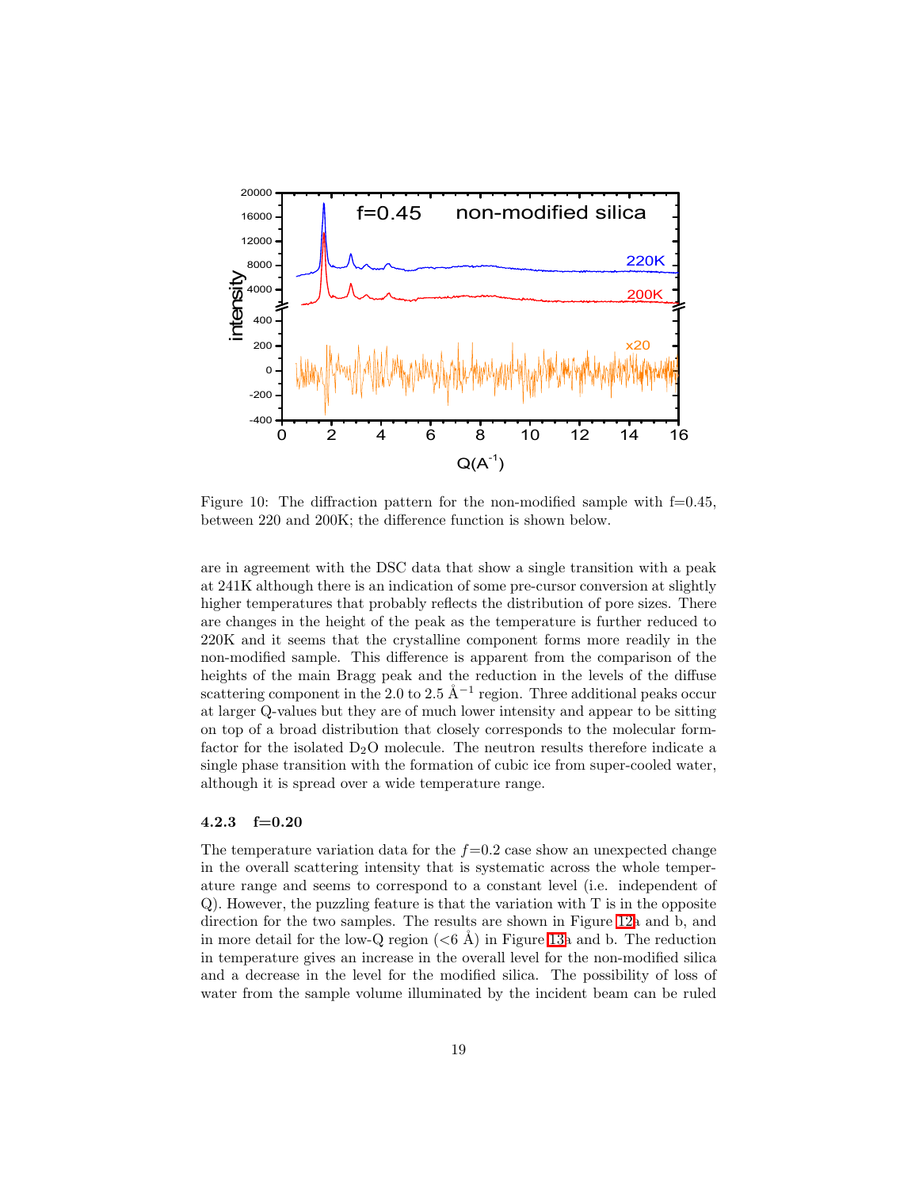Figure 10: The diffraction pattern for the non-modified sample with f=0.45, between 220 and 200K; the difference function is shown below.

are in agreement with the DSC data that show a single transition with a peak at 241K although there is an indication of some pre-cursor conversion at slightly higher temperatures that probably reflects the distribution of pore sizes. There are changes in the height of the peak as the temperature is further reduced to 220K and it seems that the crystalline component forms more readily in the non-modified sample. This difference is apparent from the comparison of the heights of the main Bragg peak and the reduction in the levels of the diffuse scattering component in the 2.0 to 2.5 $Å^{-1}$ region. Three additional peaks occur at larger Q-values but they are of much lower intensity and appear to be sitting on top of a broad distribution that closely corresponds to the molecular form-factor for the isolated $D_2O$ molecule. The neutron results therefore indicate a single phase transition with the formation of cubic ice from super-cooled water, although it is spread over a wide temperature range.

#### 4.2.3 f=0.20

The temperature variation data for the $f$=0.2 case show an unexpected change in the overall scattering intensity that is systematic across the whole temperature range and seems to correspond to a constant level (i.e. independent of Q). However, the puzzling feature is that the variation with T is in the opposite direction for the two samples. The results are shown in Figure 12a and b, and in more detail for the low-Q region (<6 Å) in Figure 13a and b. The reduction in temperature gives an increase in the overall level for the non-modified silica and a decrease in the level for the modified silica. The possibility of loss of water from the sample volume illuminated by the incident beam can be ruled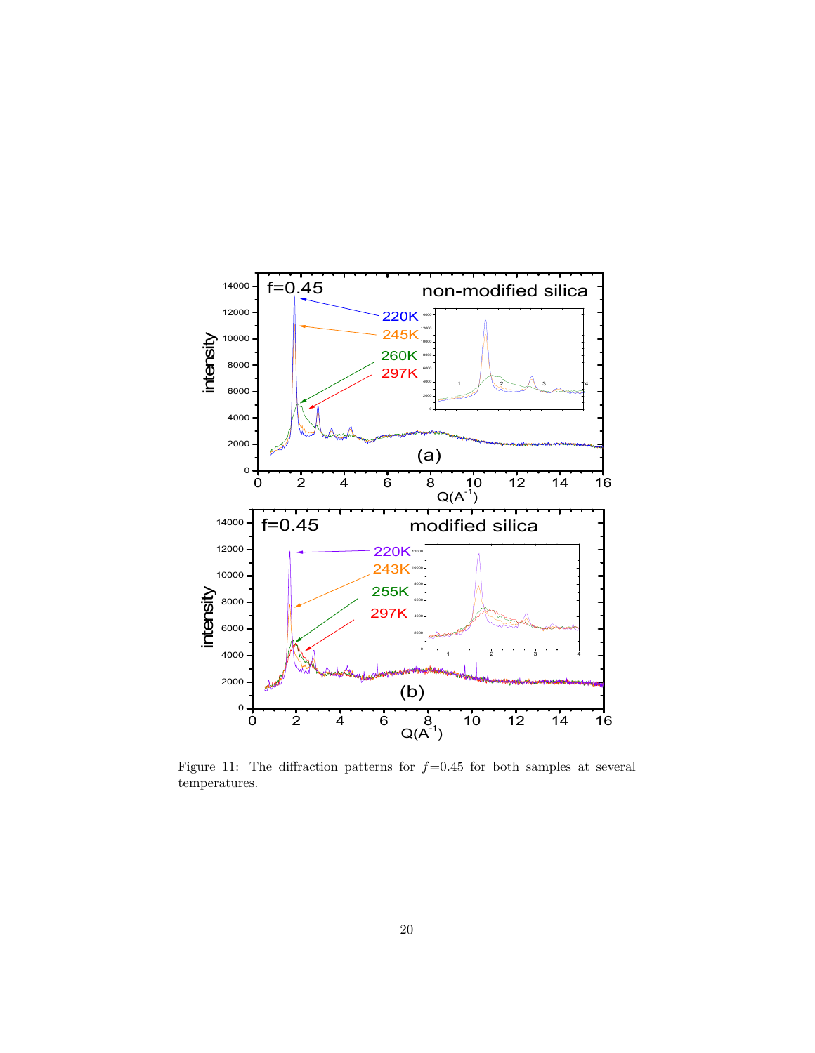Figure 11: The diffraction patterns for $f$=0.45 for both samples at several temperatures.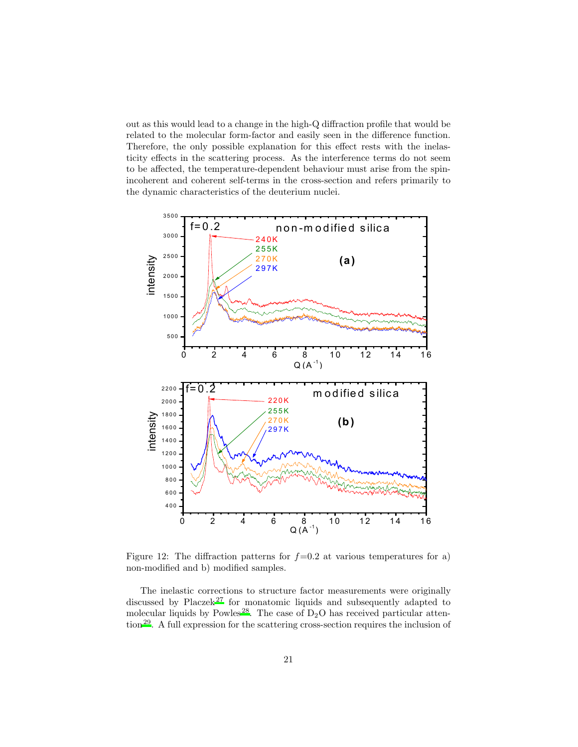out as this would lead to a change in the high-Q diffraction profile that would be related to the molecular form-factor and easily seen in the difference function. Therefore, the only possible explanation for this effect rests with the inelasticity effects in the scattering process. As the interference terms do not seem to be affected, the temperature-dependent behaviour must arise from the spin-incoherent and coherent self-terms in the cross-section and refers primarily to the dynamic characteristics of the deuterium nuclei.

Figure 12: The diffraction patterns for $f$=0.2 at various temperatures for a) non-modified and b) modified samples.

The inelastic corrections to structure factor measurements were originally discussed by Placzek[27] for monatomic liquids and subsequently adapted to molecular liquids by Powles[28]. The case of $D_2O$ has received particular attention[29]. A full expression for the scattering cross-section requires the inclusion of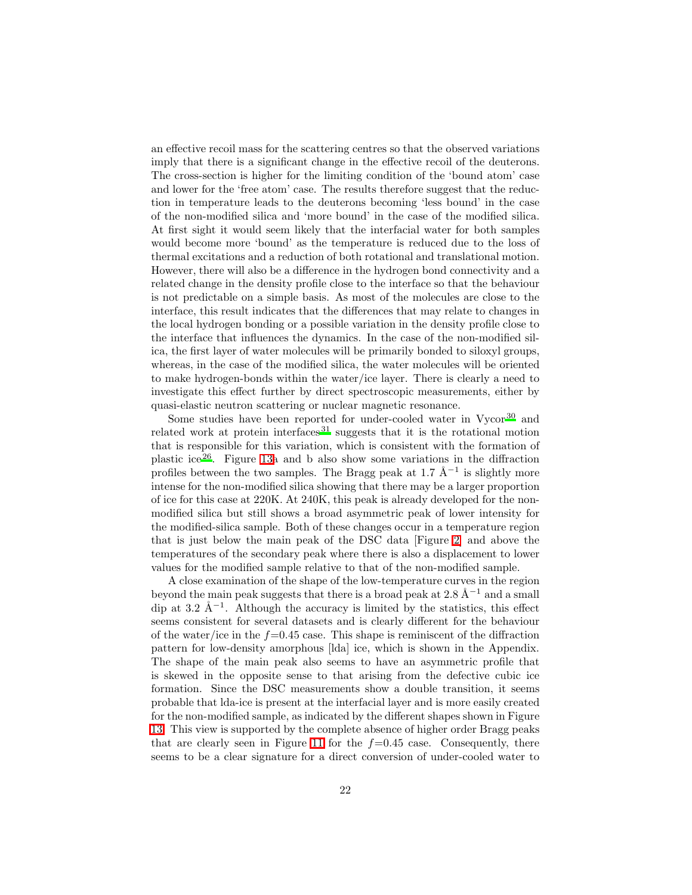an effective recoil mass for the scattering centres so that the observed variations imply that there is a significant change in the effective recoil of the deuterons. The cross-section is higher for the limiting condition of the 'bound atom' case and lower for the 'free atom' case. The results therefore suggest that the reduction in temperature leads to the deuterons becoming 'less bound' in the case of the non-modified silica and 'more bound' in the case of the modified silica. At first sight it would seem likely that the interfacial water for both samples would become more 'bound' as the temperature is reduced due to the loss of thermal excitations and a reduction of both rotational and translational motion. However, there will also be a difference in the hydrogen bond connectivity and a related change in the density profile close to the interface so that the behaviour is not predictable on a simple basis. As most of the molecules are close to the interface, this result indicates that the differences that may relate to changes in the local hydrogen bonding or a possible variation in the density profile close to the interface that influences the dynamics. In the case of the non-modified silica, the first layer of water molecules will be primarily bonded to siloxyl groups, whereas, in the case of the modified silica, the water molecules will be oriented to make hydrogen-bonds within the water/ice layer. There is clearly a need to investigate this effect further by direct spectroscopic measurements, either by quasi-elastic neutron scattering or nuclear magnetic resonance.

Some studies have been reported for under-cooled water in Vycor[30] and related work at protein interfaces[31] suggests that it is the rotational motion that is responsible for this variation, which is consistent with the formation of plastic ice[26]. Figure 13a and b also show some variations in the diffraction profiles between the two samples. The Bragg peak at 1.7 Å$^{-1}$ is slightly more intense for the non-modified silica showing that there may be a larger proportion of ice for this case at 220K. At 240K, this peak is already developed for the non-modified silica but still shows a broad asymmetric peak of lower intensity for the modified-silica sample. Both of these changes occur in a temperature region that is just below the main peak of the DSC data [Figure 2] and above the temperatures of the secondary peak where there is also a displacement to lower values for the modified sample relative to that of the non-modified sample.

A close examination of the shape of the low-temperature curves in the region beyond the main peak suggests that there is a broad peak at 2.8 Å$^{-1}$ and a small dip at 3.2 Å$^{-1}$. Although the accuracy is limited by the statistics, this effect seems consistent for several datasets and is clearly different for the behaviour of the water/ice in the $f$=0.45 case. This shape is reminiscent of the diffraction pattern for low-density amorphous [lda] ice, which is shown in the Appendix. The shape of the main peak also seems to have an asymmetric profile that is skewed in the opposite sense to that arising from the defective cubic ice formation. Since the DSC measurements show a double transition, it seems probable that lda-ice is present at the interfacial layer and is more easily created for the non-modified sample, as indicated by the different shapes shown in Figure 13. This view is supported by the complete absence of higher order Bragg peaks that are clearly seen in Figure 11 for the $f$=0.45 case. Consequently, there seems to be a clear signature for a direct conversion of under-cooled water to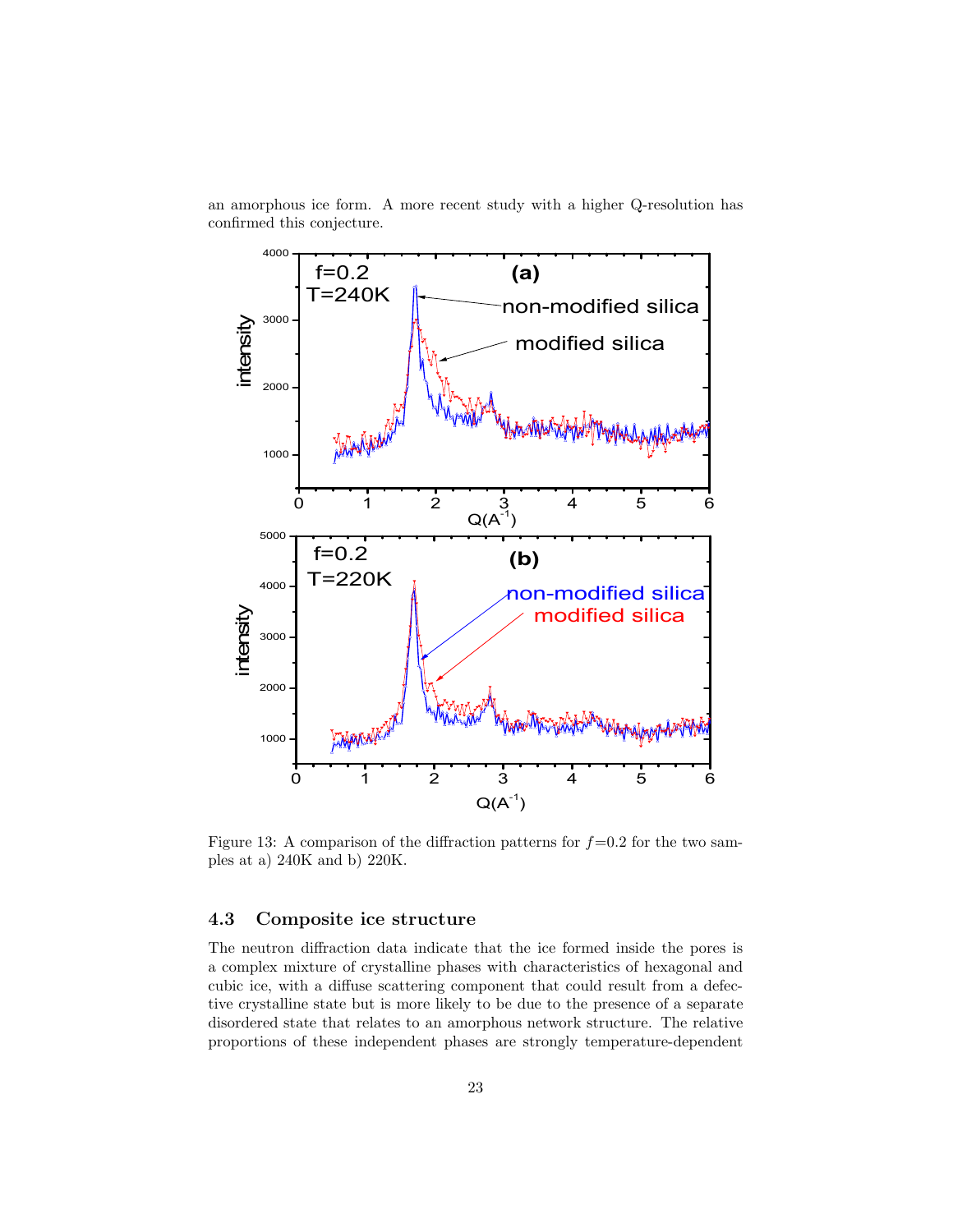an amorphous ice form. A more recent study with a higher Q-resolution has confirmed this conjecture.

Figure 13: A comparison of the diffraction patterns for $f$=0.2 for the two samples at a) 240K and b) 220K.

### 4.3 Composite ice structure

The neutron diffraction data indicate that the ice formed inside the pores is a complex mixture of crystalline phases with characteristics of hexagonal and cubic ice, with a diffuse scattering component that could result from a defective crystalline state but is more likely to be due to the presence of a separate disordered state that relates to an amorphous network structure. The relative proportions of these independent phases are strongly temperature-dependent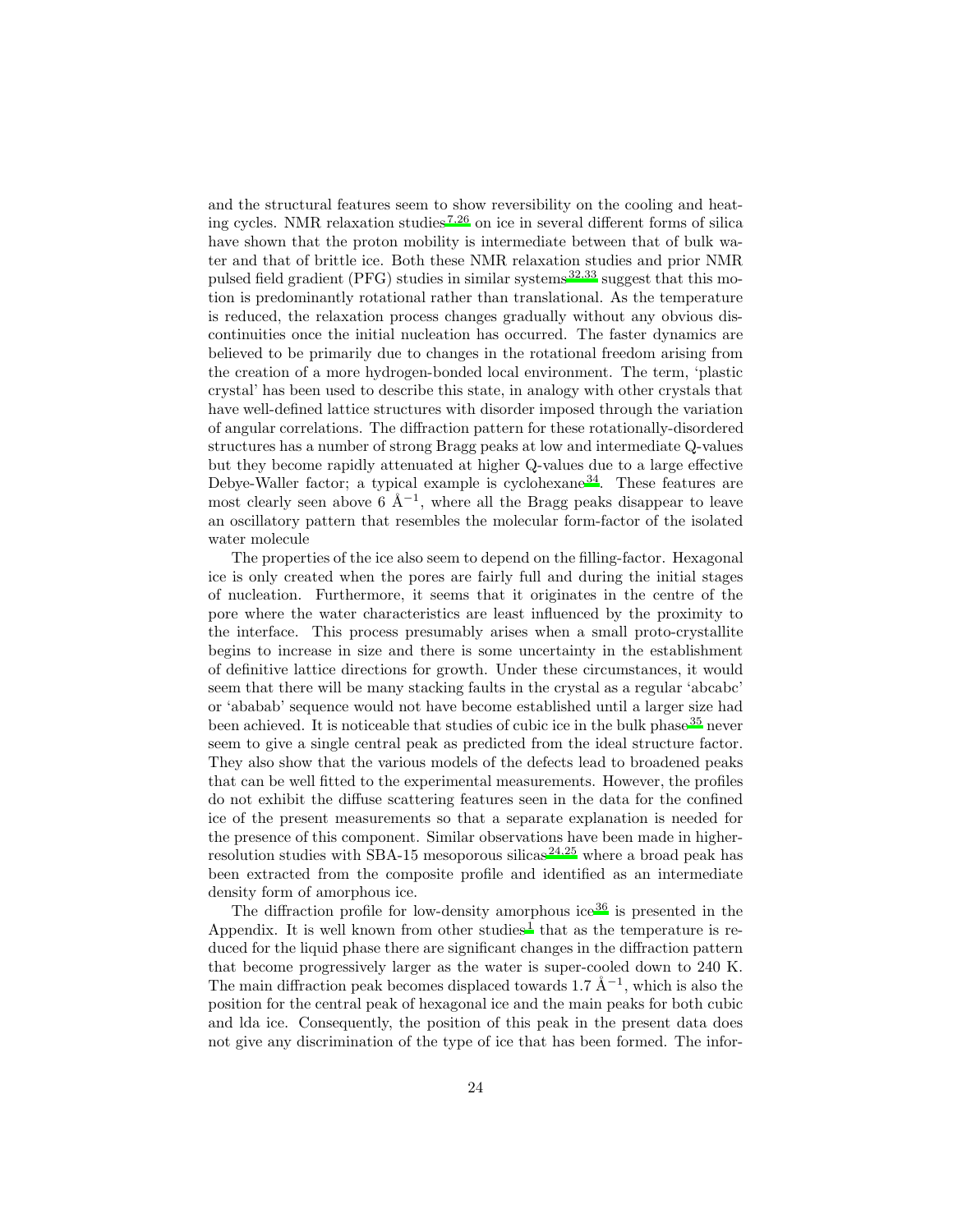and the structural features seem to show reversibility on the cooling and heating cycles. NMR relaxation studies[7,26] on ice in several different forms of silica have shown that the proton mobility is intermediate between that of bulk water and that of brittle ice. Both these NMR relaxation studies and prior NMR pulsed field gradient (PFG) studies in similar systems[32,33] suggest that this motion is predominantly rotational rather than translational. As the temperature is reduced, the relaxation process changes gradually without any obvious discontinuities once the initial nucleation has occurred. The faster dynamics are believed to be primarily due to changes in the rotational freedom arising from the creation of a more hydrogen-bonded local environment. The term, 'plastic crystal' has been used to describe this state, in analogy with other crystals that have well-defined lattice structures with disorder imposed through the variation of angular correlations. The diffraction pattern for these rotationally-disordered structures has a number of strong Bragg peaks at low and intermediate Q-values but they become rapidly attenuated at higher Q-values due to a large effective Debye-Waller factor; a typical example is cyclohexane[34]. These features are most clearly seen above 6 Å$^{-1}$, where all the Bragg peaks disappear to leave an oscillatory pattern that resembles the molecular form-factor of the isolated water molecule

The properties of the ice also seem to depend on the filling-factor. Hexagonal ice is only created when the pores are fairly full and during the initial stages of nucleation. Furthermore, it seems that it originates in the centre of the pore where the water characteristics are least influenced by the proximity to the interface. This process presumably arises when a small proto-crystallite begins to increase in size and there is some uncertainty in the establishment of definitive lattice directions for growth. Under these circumstances, it would seem that there will be many stacking faults in the crystal as a regular 'abcabc' or 'ababab' sequence would not have become established until a larger size had been achieved. It is noticeable that studies of cubic ice in the bulk phase[35] never seem to give a single central peak as predicted from the ideal structure factor. They also show that the various models of the defects lead to broadened peaks that can be well fitted to the experimental measurements. However, the profiles do not exhibit the diffuse scattering features seen in the data for the confined ice of the present measurements so that a separate explanation is needed for the presence of this component. Similar observations have been made in higher-resolution studies with SBA-15 mesoporous silicas[24,25] where a broad peak has been extracted from the composite profile and identified as an intermediate density form of amorphous ice.

The diffraction profile for low-density amorphous ice[36] is presented in the Appendix. It is well known from other studies[1] that as the temperature is reduced for the liquid phase there are significant changes in the diffraction pattern that become progressively larger as the water is super-cooled down to 240 K. The main diffraction peak becomes displaced towards 1.7 Å$^{-1}$, which is also the position for the central peak of hexagonal ice and the main peaks for both cubic and lda ice. Consequently, the position of this peak in the present data does not give any discrimination of the type of ice that has been formed. The infor-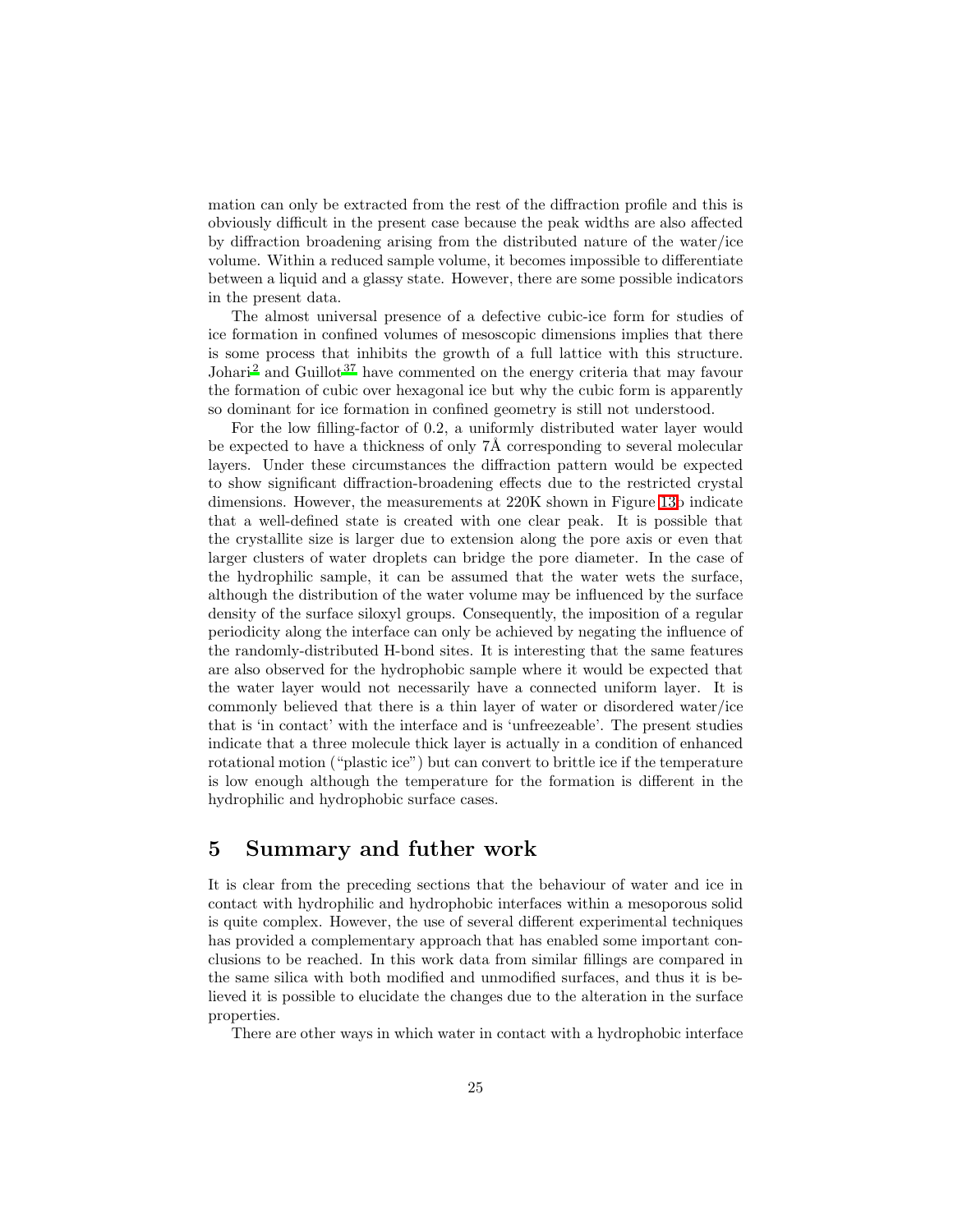mation can only be extracted from the rest of the diffraction profile and this is obviously difficult in the present case because the peak widths are also affected by diffraction broadening arising from the distributed nature of the water/ice volume. Within a reduced sample volume, it becomes impossible to differentiate between a liquid and a glassy state. However, there are some possible indicators in the present data.

The almost universal presence of a defective cubic-ice form for studies of ice formation in confined volumes of mesoscopic dimensions implies that there is some process that inhibits the growth of a full lattice with this structure. Johari[2] and Guillot[37] have commented on the energy criteria that may favour the formation of cubic over hexagonal ice but why the cubic form is apparently so dominant for ice formation in confined geometry is still not understood.

For the low filling-factor of 0.2, a uniformly distributed water layer would be expected to have a thickness of only 7Å corresponding to several molecular layers. Under these circumstances the diffraction pattern would be expected to show significant diffraction-broadening effects due to the restricted crystal dimensions. However, the measurements at 220K shown in Figure 13b indicate that a well-defined state is created with one clear peak. It is possible that the crystallite size is larger due to extension along the pore axis or even that larger clusters of water droplets can bridge the pore diameter. In the case of the hydrophilic sample, it can be assumed that the water wets the surface, although the distribution of the water volume may be influenced by the surface density of the surface siloxyl groups. Consequently, the imposition of a regular periodicity along the interface can only be achieved by negating the influence of the randomly-distributed H-bond sites. It is interesting that the same features are also observed for the hydrophobic sample where it would be expected that the water layer would not necessarily have a connected uniform layer. It is commonly believed that there is a thin layer of water or disordered water/ice that is 'in contact' with the interface and is 'unfreezeable'. The present studies indicate that a three molecule thick layer is actually in a condition of enhanced rotational motion ("plastic ice") but can convert to brittle ice if the temperature is low enough although the temperature for the formation is different in the hydrophilic and hydrophobic surface cases.

## 5 Summary and futher work

It is clear from the preceding sections that the behaviour of water and ice in contact with hydrophilic and hydrophobic interfaces within a mesoporous solid is quite complex. However, the use of several different experimental techniques has provided a complementary approach that has enabled some important conclusions to be reached. In this work data from similar fillings are compared in the same silica with both modified and unmodified surfaces, and thus it is believed it is possible to elucidate the changes due to the alteration in the surface properties.

There are other ways in which water in contact with a hydrophobic interface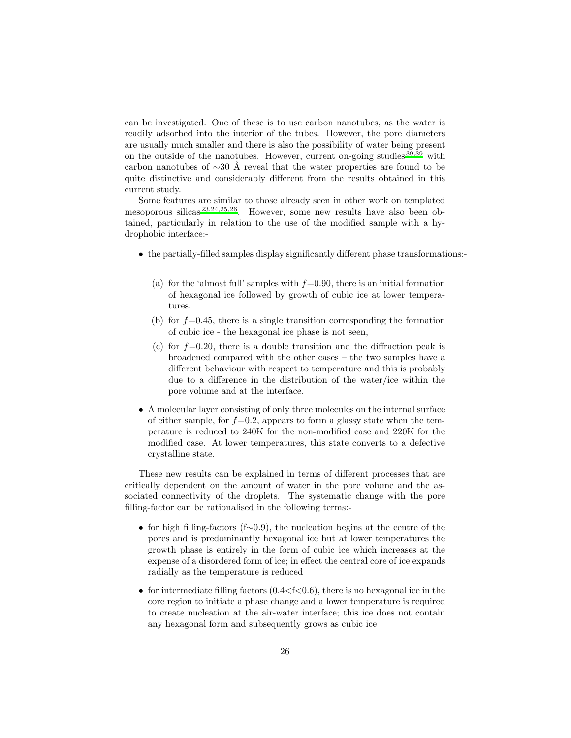can be investigated. One of these is to use carbon nanotubes, as the water is readily adsorbed into the interior of the tubes. However, the pore diameters are usually much smaller and there is also the possibility of water being present on the outside of the nanotubes. However, current on-going studies[39,39] with carbon nanotubes of ∼30 Å reveal that the water properties are found to be quite distinctive and considerably different from the results obtained in this current study.

Some features are similar to those already seen in other work on templated mesoporous silicas[23,24,25,26]. However, some new results have also been obtained, particularly in relation to the use of the modified sample with a hydrophobic interface:-

- the partially-filled samples display significantly different phase transformations:-

  (a) for the 'almost full' samples with $f$=0.90, there is an initial formation of hexagonal ice followed by growth of cubic ice at lower temperatures,

  (b) for $f$=0.45, there is a single transition corresponding the formation of cubic ice - the hexagonal ice phase is not seen,

  (c) for $f$=0.20, there is a double transition and the diffraction peak is broadened compared with the other cases – the two samples have a different behaviour with respect to temperature and this is probably due to a difference in the distribution of the water/ice within the pore volume and at the interface.

- A molecular layer consisting of only three molecules on the internal surface of either sample, for $f$=0.2, appears to form a glassy state when the temperature is reduced to 240K for the non-modified case and 220K for the modified case. At lower temperatures, this state converts to a defective crystalline state.

These new results can be explained in terms of different processes that are critically dependent on the amount of water in the pore volume and the associated connectivity of the droplets. The systematic change with the pore filling-factor can be rationalised in the following terms:-

- for high filling-factors (f∼0.9), the nucleation begins at the centre of the pores and is predominantly hexagonal ice but at lower temperatures the growth phase is entirely in the form of cubic ice which increases at the expense of a disordered form of ice; in effect the central core of ice expands radially as the temperature is reduced

- for intermediate filling factors (0.4<f<0.6), there is no hexagonal ice in the core region to initiate a phase change and a lower temperature is required to create nucleation at the air-water interface; this ice does not contain any hexagonal form and subsequently grows as cubic ice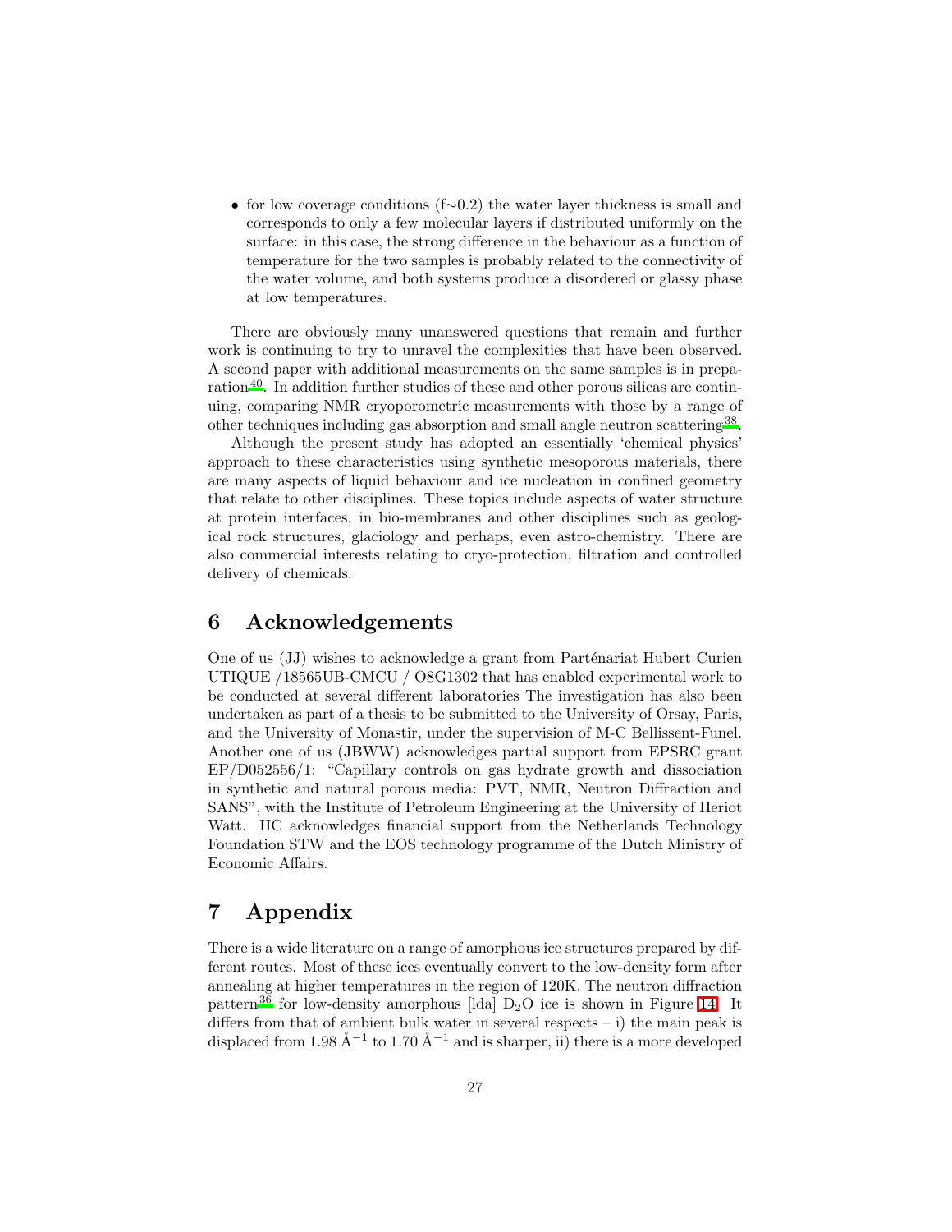- for low coverage conditions (f∼0.2) the water layer thickness is small and corresponds to only a few molecular layers if distributed uniformly on the surface: in this case, the strong difference in the behaviour as a function of temperature for the two samples is probably related to the connectivity of the water volume, and both systems produce a disordered or glassy phase at low temperatures.

There are obviously many unanswered questions that remain and further work is continuing to try to unravel the complexities that have been observed. A second paper with additional measurements on the same samples is in preparation[40]. In addition further studies of these and other porous silicas are continuing, comparing NMR cryoporometric measurements with those by a range of other techniques including gas absorption and small angle neutron scattering[38].

Although the present study has adopted an essentially 'chemical physics' approach to these characteristics using synthetic mesoporous materials, there are many aspects of liquid behaviour and ice nucleation in confined geometry that relate to other disciplines. These topics include aspects of water structure at protein interfaces, in bio-membranes and other disciplines such as geological rock structures, glaciology and perhaps, even astro-chemistry. There are also commercial interests relating to cryo-protection, filtration and controlled delivery of chemicals.

# 6 Acknowledgements

One of us (JJ) wishes to acknowledge a grant from Parténariat Hubert Curien UTIQUE /18565UB-CMCU / O8G1302 that has enabled experimental work to be conducted at several different laboratories The investigation has also been undertaken as part of a thesis to be submitted to the University of Orsay, Paris, and the University of Monastir, under the supervision of M-C Bellissent-Funel. Another one of us (JBWW) acknowledges partial support from EPSRC grant EP/D052556/1: "Capillary controls on gas hydrate growth and dissociation in synthetic and natural porous media: PVT, NMR, Neutron Diffraction and SANS", with the Institute of Petroleum Engineering at the University of Heriot Watt. HC acknowledges financial support from the Netherlands Technology Foundation STW and the EOS technology programme of the Dutch Ministry of Economic Affairs.

# 7 Appendix

There is a wide literature on a range of amorphous ice structures prepared by different routes. Most of these ices eventually convert to the low-density form after annealing at higher temperatures in the region of 120K. The neutron diffraction pattern[36] for low-density amorphous [lda] $D_2O$ ice is shown in Figure 14. It differs from that of ambient bulk water in several respects – i) the main peak is displaced from 1.98 Å$^{-1}$ to 1.70 Å$^{-1}$ and is sharper, ii) there is a more developed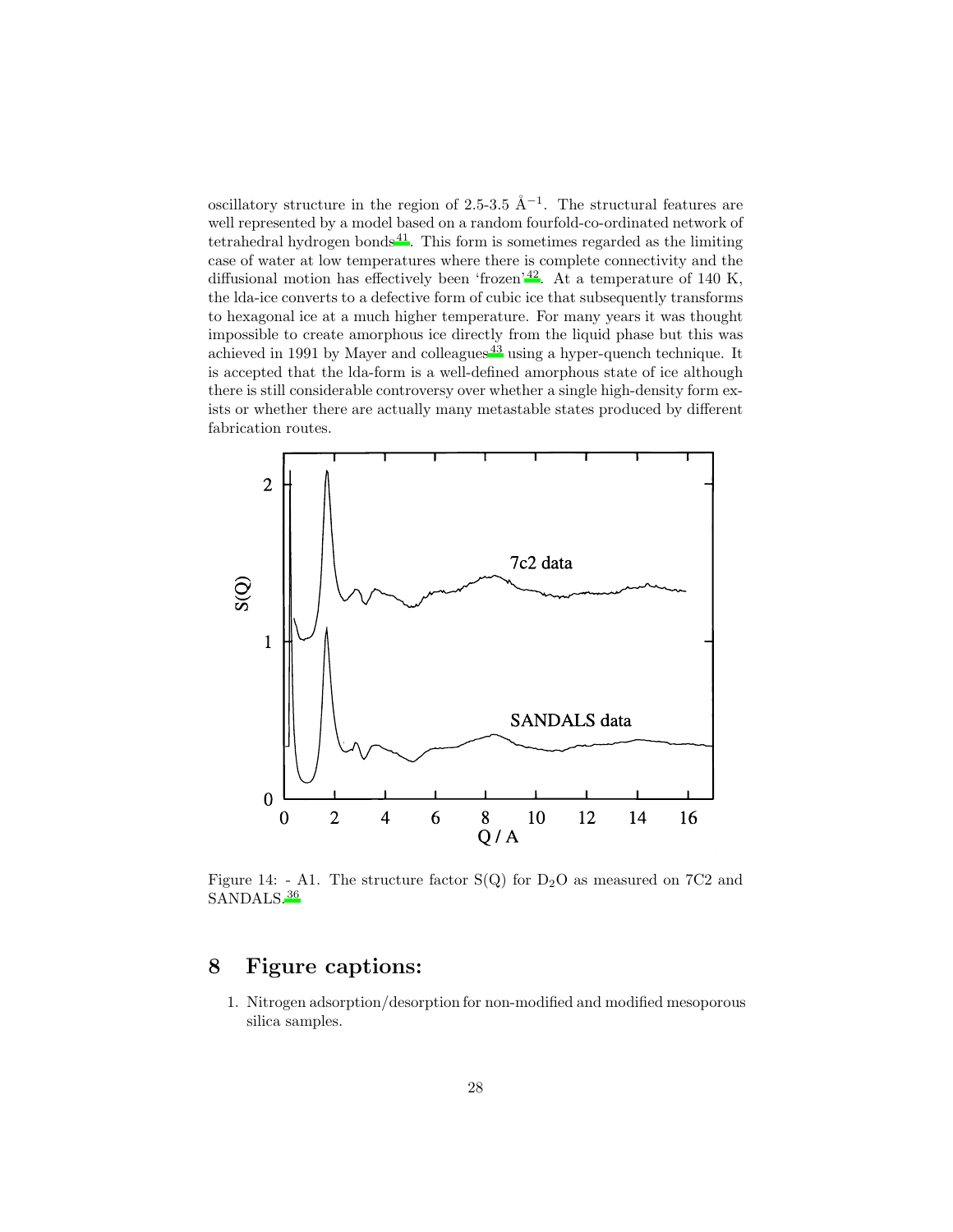oscillatory structure in the region of 2.5-3.5 $\text{Å}^{-1}$. The structural features are well represented by a model based on a random fourfold-co-ordinated network of tetrahedral hydrogen bonds[41]. This form is sometimes regarded as the limiting case of water at low temperatures where there is complete connectivity and the diffusional motion has effectively been 'frozen'[42]. At a temperature of 140 K, the lda-ice converts to a defective form of cubic ice that subsequently transforms to hexagonal ice at a much higher temperature. For many years it was thought impossible to create amorphous ice directly from the liquid phase but this was achieved in 1991 by Mayer and colleagues[43] using a hyper-quench technique. It is accepted that the lda-form is a well-defined amorphous state of ice although there is still considerable controversy over whether a single high-density form exists or whether there are actually many metastable states produced by different fabrication routes.

Figure 14: - A1. The structure factor S(Q) for $D_2O$ as measured on 7C2 and SANDALS.[36]

## 8 Figure captions:

1. Nitrogen adsorption/desorption for non-modified and modified mesoporous silica samples.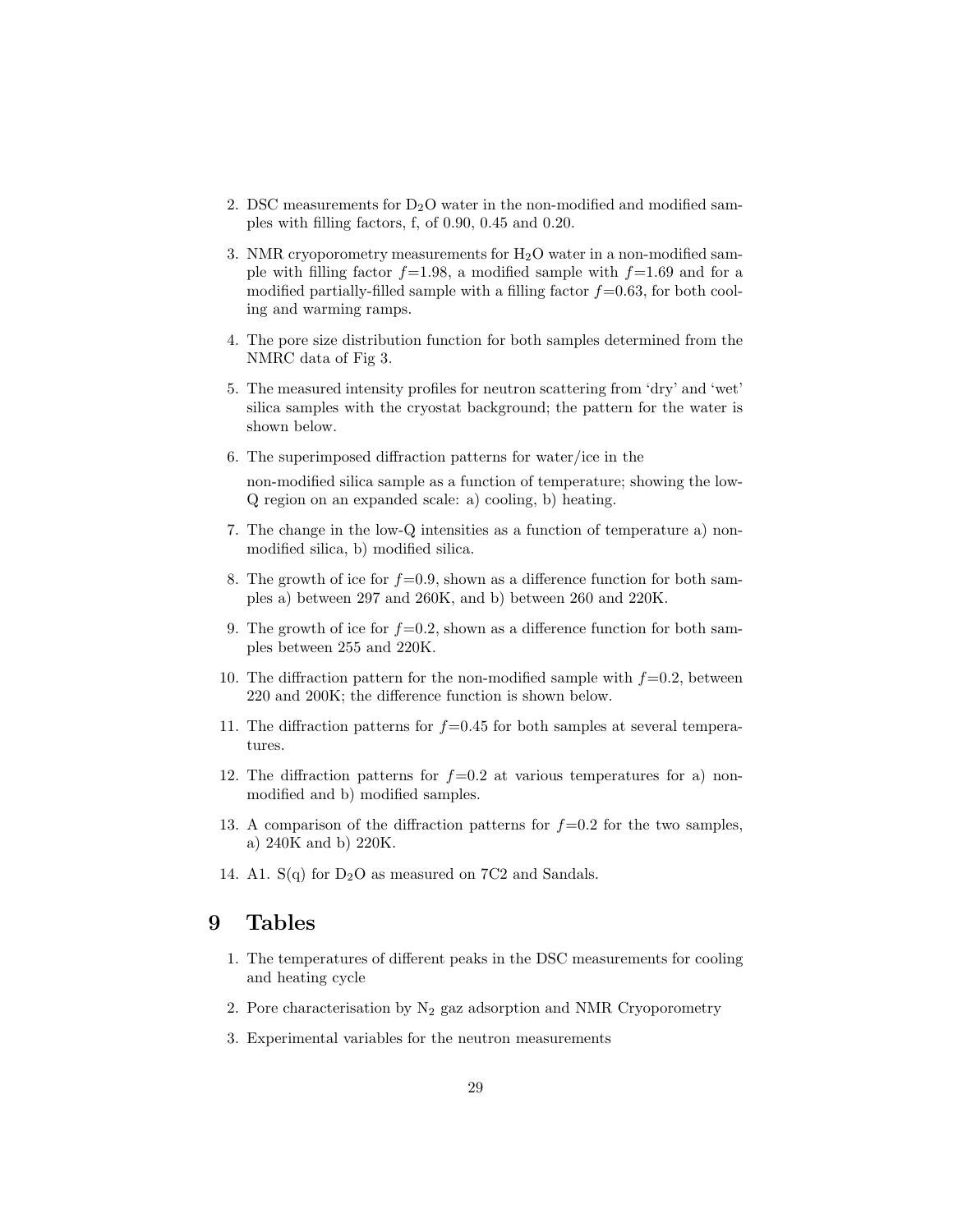2. DSC measurements for $D_2O$ water in the non-modified and modified samples with filling factors, f, of 0.90, 0.45 and 0.20.

3. NMR cryoporometry measurements for $H_2O$ water in a non-modified sample with filling factor $f$=1.98, a modified sample with $f$=1.69 and for a modified partially-filled sample with a filling factor $f$=0.63, for both cooling and warming ramps.

4. The pore size distribution function for both samples determined from the NMRC data of Fig 3.

5. The measured intensity profiles for neutron scattering from 'dry' and 'wet' silica samples with the cryostat background; the pattern for the water is shown below.

6. The superimposed diffraction patterns for water/ice in the

   non-modified silica sample as a function of temperature; showing the low-Q region on an expanded scale: a) cooling, b) heating.

7. The change in the low-Q intensities as a function of temperature a) non-modified silica, b) modified silica.

8. The growth of ice for $f$=0.9, shown as a difference function for both samples a) between 297 and 260K, and b) between 260 and 220K.

9. The growth of ice for $f$=0.2, shown as a difference function for both samples between 255 and 220K.

10. The diffraction pattern for the non-modified sample with $f$=0.2, between 220 and 200K; the difference function is shown below.

11. The diffraction patterns for $f$=0.45 for both samples at several temperatures.

12. The diffraction patterns for $f$=0.2 at various temperatures for a) non-modified and b) modified samples.

13. A comparison of the diffraction patterns for $f$=0.2 for the two samples, a) 240K and b) 220K.

14. A1. S(q) for $D_2O$ as measured on 7C2 and Sandals.

# 9 Tables

1. The temperatures of different peaks in the DSC measurements for cooling and heating cycle

2. Pore characterisation by $N_2$ gaz adsorption and NMR Cryoporometry

3. Experimental variables for the neutron measurements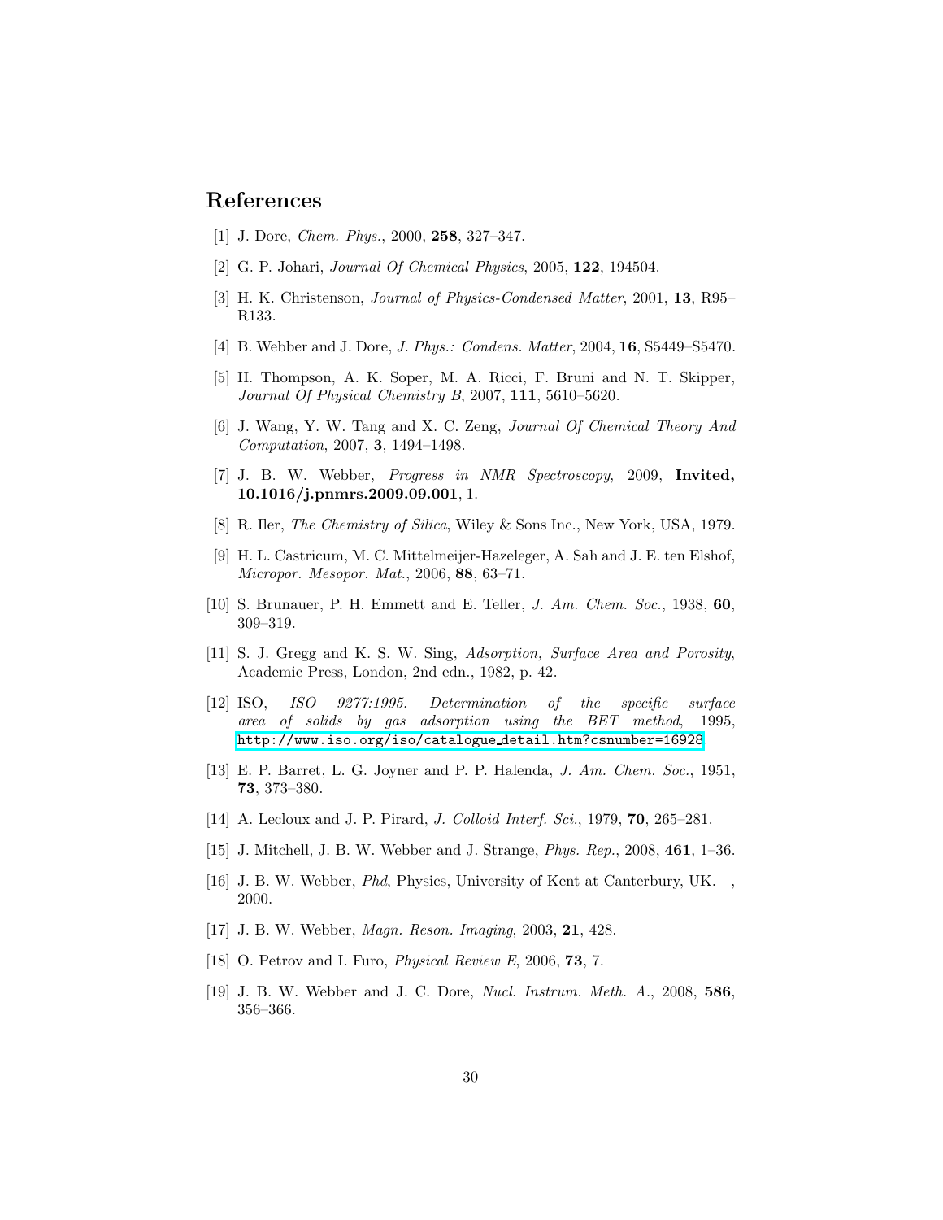## References

[1] J. Dore, *Chem. Phys.*, 2000, **258**, 327–347.

[2] G. P. Johari, *Journal Of Chemical Physics*, 2005, **122**, 194504.

[3] H. K. Christenson, *Journal of Physics-Condensed Matter*, 2001, **13**, R95–R133.

[4] B. Webber and J. Dore, *J. Phys.: Condens. Matter*, 2004, **16**, S5449–S5470.

[5] H. Thompson, A. K. Soper, M. A. Ricci, F. Bruni and N. T. Skipper, *Journal Of Physical Chemistry B*, 2007, **111**, 5610–5620.

[6] J. Wang, Y. W. Tang and X. C. Zeng, *Journal Of Chemical Theory And Computation*, 2007, **3**, 1494–1498.

[7] J. B. W. Webber, *Progress in NMR Spectroscopy*, 2009, **Invited, 10.1016/j.pnmrs.2009.09.001**, 1.

[8] R. Iler, *The Chemistry of Silica*, Wiley & Sons Inc., New York, USA, 1979.

[9] H. L. Castricum, M. C. Mittelmeijer-Hazeleger, A. Sah and J. E. ten Elshof, *Micropor. Mesopor. Mat.*, 2006, **88**, 63–71.

[10] S. Brunauer, P. H. Emmett and E. Teller, *J. Am. Chem. Soc.*, 1938, **60**, 309–319.

[11] S. J. Gregg and K. S. W. Sing, *Adsorption, Surface Area and Porosity*, Academic Press, London, 2nd edn., 1982, p. 42.

[12] ISO, *ISO 9277:1995. Determination of the specific surface area of solids by gas adsorption using the BET method*, 1995, http://www.iso.org/iso/catalogue_detail.htm?csnumber=16928.

[13] E. P. Barret, L. G. Joyner and P. P. Halenda, *J. Am. Chem. Soc.*, 1951, **73**, 373–380.

[14] A. Lecloux and J. P. Pirard, *J. Colloid Interf. Sci.*, 1979, **70**, 265–281.

[15] J. Mitchell, J. B. W. Webber and J. Strange, *Phys. Rep.*, 2008, **461**, 1–36.

[16] J. B. W. Webber, *Phd*, Physics, University of Kent at Canterbury, UK. , 2000.

[17] J. B. W. Webber, *Magn. Reson. Imaging*, 2003, **21**, 428.

[18] O. Petrov and I. Furo, *Physical Review E*, 2006, **73**, 7.

[19] J. B. W. Webber and J. C. Dore, *Nucl. Instrum. Meth. A.*, 2008, **586**, 356–366.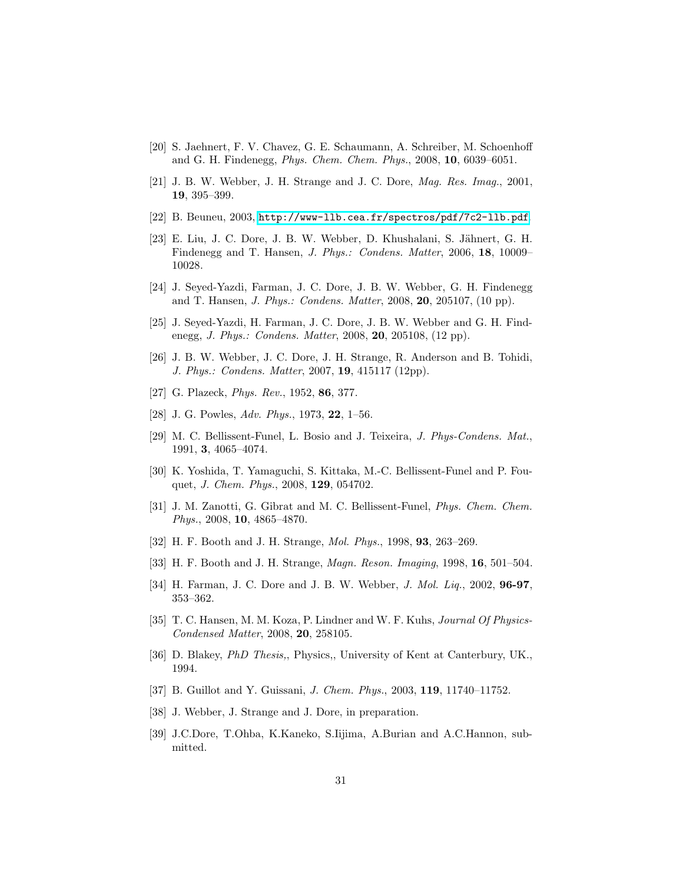[20] S. Jaehnert, F. V. Chavez, G. E. Schaumann, A. Schreiber, M. Schoenhoff and G. H. Findenegg, *Phys. Chem. Chem. Phys.*, 2008, **10**, 6039–6051.

[21] J. B. W. Webber, J. H. Strange and J. C. Dore, *Mag. Res. Imag.*, 2001, **19**, 395–399.

[22] B. Beuneu, 2003, http://www-llb.cea.fr/spectros/pdf/7c2-llb.pdf.

[23] E. Liu, J. C. Dore, J. B. W. Webber, D. Khushalani, S. Jähnert, G. H. Findenegg and T. Hansen, *J. Phys.: Condens. Matter*, 2006, **18**, 10009–10028.

[24] J. Seyed-Yazdi, Farman, J. C. Dore, J. B. W. Webber, G. H. Findenegg and T. Hansen, *J. Phys.: Condens. Matter*, 2008, **20**, 205107, (10 pp).

[25] J. Seyed-Yazdi, H. Farman, J. C. Dore, J. B. W. Webber and G. H. Findenegg, *J. Phys.: Condens. Matter*, 2008, **20**, 205108, (12 pp).

[26] J. B. W. Webber, J. C. Dore, J. H. Strange, R. Anderson and B. Tohidi, *J. Phys.: Condens. Matter*, 2007, **19**, 415117 (12pp).

[27] G. Plazeck, *Phys. Rev.*, 1952, **86**, 377.

[28] J. G. Powles, *Adv. Phys.*, 1973, **22**, 1–56.

[29] M. C. Bellissent-Funel, L. Bosio and J. Teixeira, *J. Phys-Condens. Mat.*, 1991, **3**, 4065–4074.

[30] K. Yoshida, T. Yamaguchi, S. Kittaka, M.-C. Bellissent-Funel and P. Fouquet, *J. Chem. Phys.*, 2008, **129**, 054702.

[31] J. M. Zanotti, G. Gibrat and M. C. Bellissent-Funel, *Phys. Chem. Chem. Phys.*, 2008, **10**, 4865–4870.

[32] H. F. Booth and J. H. Strange, *Mol. Phys.*, 1998, **93**, 263–269.

[33] H. F. Booth and J. H. Strange, *Magn. Reson. Imaging*, 1998, **16**, 501–504.

[34] H. Farman, J. C. Dore and J. B. W. Webber, *J. Mol. Liq.*, 2002, **96-97**, 353–362.

[35] T. C. Hansen, M. M. Koza, P. Lindner and W. F. Kuhs, *Journal Of Physics-Condensed Matter*, 2008, **20**, 258105.

[36] D. Blakey, *PhD Thesis,*, Physics,, University of Kent at Canterbury, UK., 1994.

[37] B. Guillot and Y. Guissani, *J. Chem. Phys.*, 2003, **119**, 11740–11752.

[38] J. Webber, J. Strange and J. Dore, in preparation.

[39] J.C.Dore, T.Ohba, K.Kaneko, S.Iijima, A.Burian and A.C.Hannon, submitted.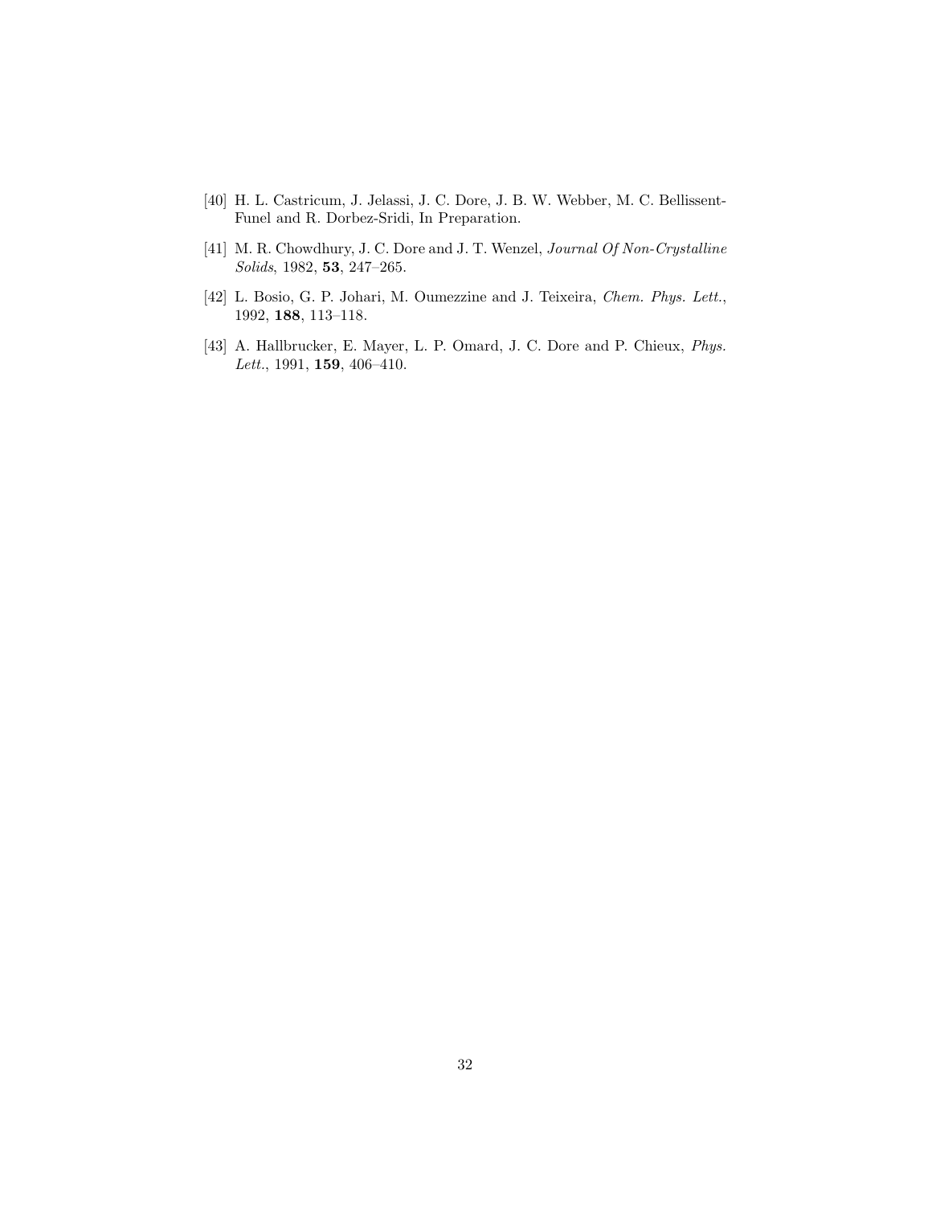[40] H. L. Castricum, J. Jelassi, J. C. Dore, J. B. W. Webber, M. C. Bellissent-Funel and R. Dorbez-Sridi, In Preparation.

[41] M. R. Chowdhury, J. C. Dore and J. T. Wenzel, *Journal Of Non-Crystalline Solids*, 1982, **53**, 247–265.

[42] L. Bosio, G. P. Johari, M. Oumezzine and J. Teixeira, *Chem. Phys. Lett.*, 1992, **188**, 113–118.

[43] A. Hallbrucker, E. Mayer, L. P. Omard, J. C. Dore and P. Chieux, *Phys. Lett.*, 1991, **159**, 406–410.